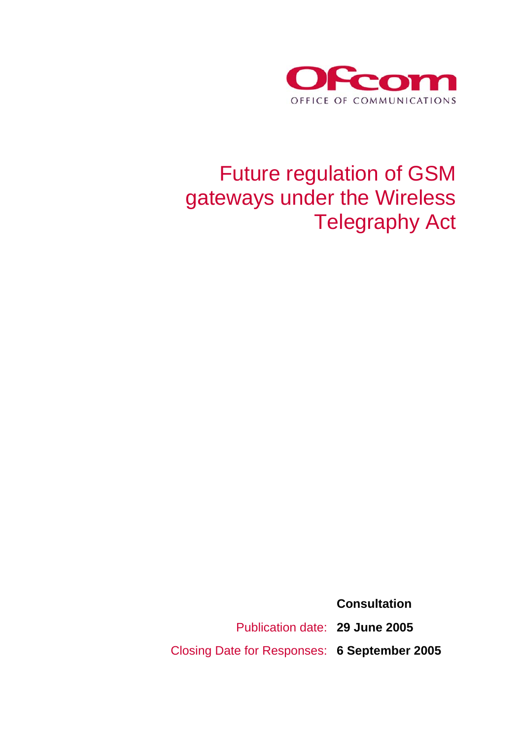Ofcom

OFFICE OF COMMUNICATIONS

# Future regulation of GSM gateways under the Wireless Telegraphy Act

**Consultation**

Publication date: **29 June 2005**

Closing Date for Responses: **6 September 2005**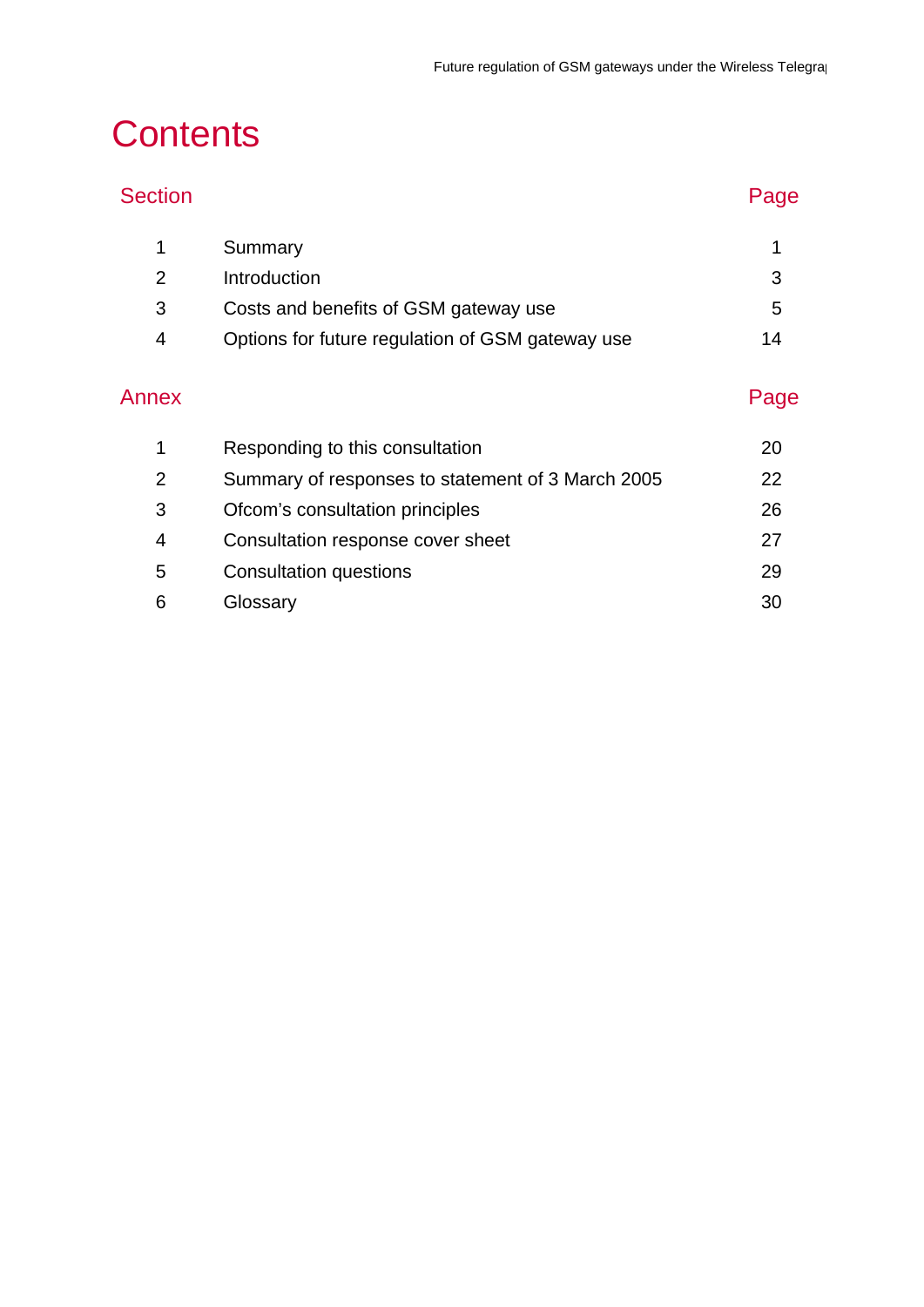# Contents

| Section | | Page |
|---|---|---|
| 1 | Summary | 1 |
| 2 | Introduction | 3 |
| 3 | Costs and benefits of GSM gateway use | 5 |
| 4 | Options for future regulation of GSM gateway use | 14 |

| Annex | | Page |
|---|---|---|
| 1 | Responding to this consultation | 20 |
| 2 | Summary of responses to statement of 3 March 2005 | 22 |
| 3 | Ofcom’s consultation principles | 26 |
| 4 | Consultation response cover sheet | 27 |
| 5 | Consultation questions | 29 |
| 6 | Glossary | 30 |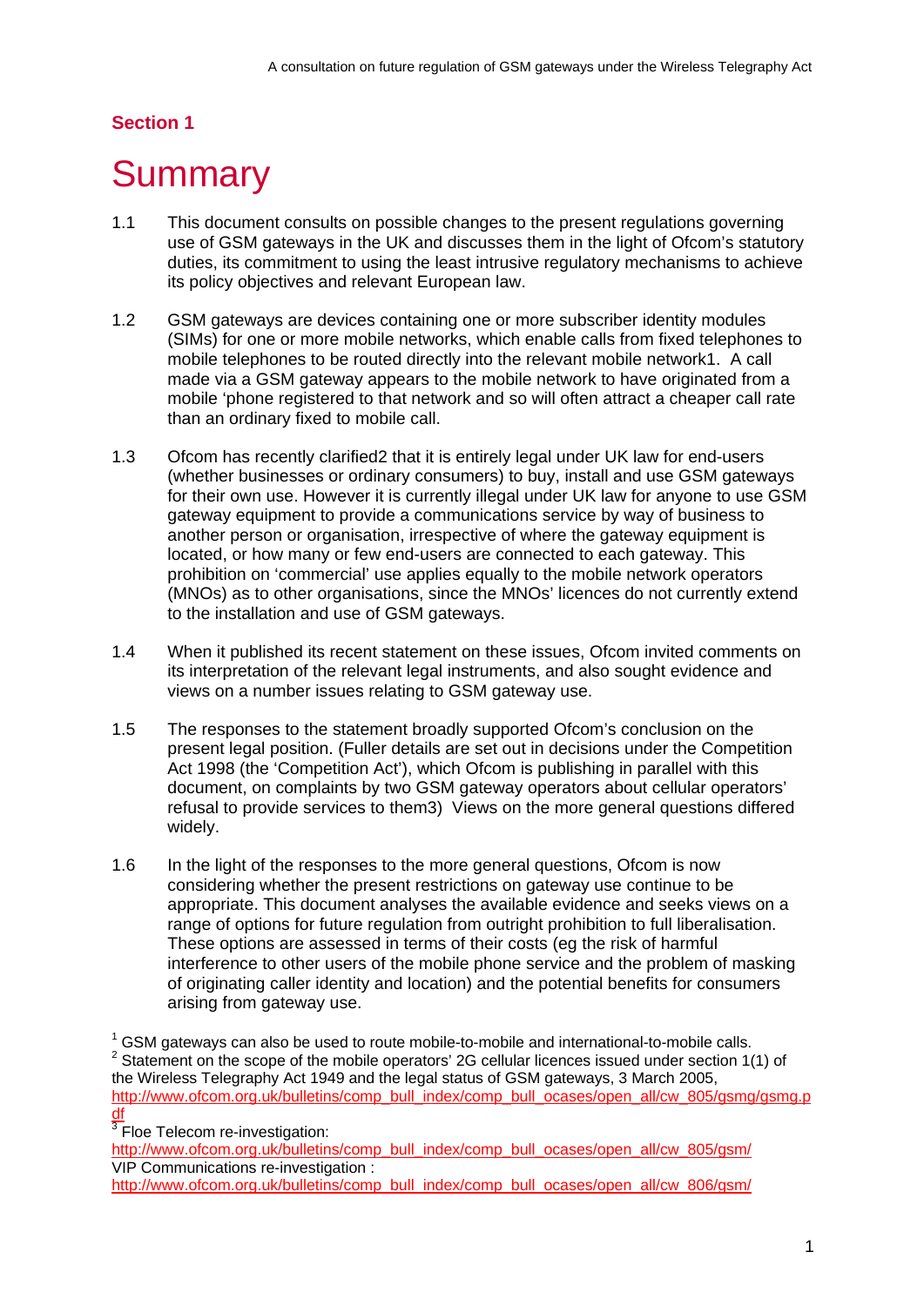## Section 1

# Summary

1.1 This document consults on possible changes to the present regulations governing use of GSM gateways in the UK and discusses them in the light of Ofcom's statutory duties, its commitment to using the least intrusive regulatory mechanisms to achieve its policy objectives and relevant European law.

1.2 GSM gateways are devices containing one or more subscriber identity modules (SIMs) for one or more mobile networks, which enable calls from fixed telephones to mobile telephones to be routed directly into the relevant mobile network[1]. A call made via a GSM gateway appears to the mobile network to have originated from a mobile 'phone registered to that network and so will often attract a cheaper call rate than an ordinary fixed to mobile call.

1.3 Ofcom has recently clarified[2] that it is entirely legal under UK law for end-users (whether businesses or ordinary consumers) to buy, install and use GSM gateways for their own use. However it is currently illegal under UK law for anyone to use GSM gateway equipment to provide a communications service by way of business to another person or organisation, irrespective of where the gateway equipment is located, or how many or few end-users are connected to each gateway. This prohibition on 'commercial' use applies equally to the mobile network operators (MNOs) as to other organisations, since the MNOs' licences do not currently extend to the installation and use of GSM gateways.

1.4 When it published its recent statement on these issues, Ofcom invited comments on its interpretation of the relevant legal instruments, and also sought evidence and views on a number issues relating to GSM gateway use.

1.5 The responses to the statement broadly supported Ofcom's conclusion on the present legal position. (Fuller details are set out in decisions under the Competition Act 1998 (the 'Competition Act'), which Ofcom is publishing in parallel with this document, on complaints by two GSM gateway operators about cellular operators' refusal to provide services to them[3]) Views on the more general questions differed widely.

1.6 In the light of the responses to the more general questions, Ofcom is now considering whether the present restrictions on gateway use continue to be appropriate. This document analyses the available evidence and seeks views on a range of options for future regulation from outright prohibition to full liberalisation. These options are assessed in terms of their costs (eg the risk of harmful interference to other users of the mobile phone service and the problem of masking of originating caller identity and location) and the potential benefits for consumers arising from gateway use.

[1] GSM gateways can also be used to route mobile-to-mobile and international-to-mobile calls.

[2] Statement on the scope of the mobile operators' 2G cellular licences issued under section 1(1) of the Wireless Telegraphy Act 1949 and the legal status of GSM gateways, 3 March 2005, http://www.ofcom.org.uk/bulletins/comp_bull_index/comp_bull_ocases/open_all/cw_805/gsmg/gsmg.pdf

[3] Floe Telecom re-investigation: http://www.ofcom.org.uk/bulletins/comp_bull_index/comp_bull_ocases/open_all/cw_805/gsm/
VIP Communications re-investigation : http://www.ofcom.org.uk/bulletins/comp_bull_index/comp_bull_ocases/open_all/cw_806/gsm/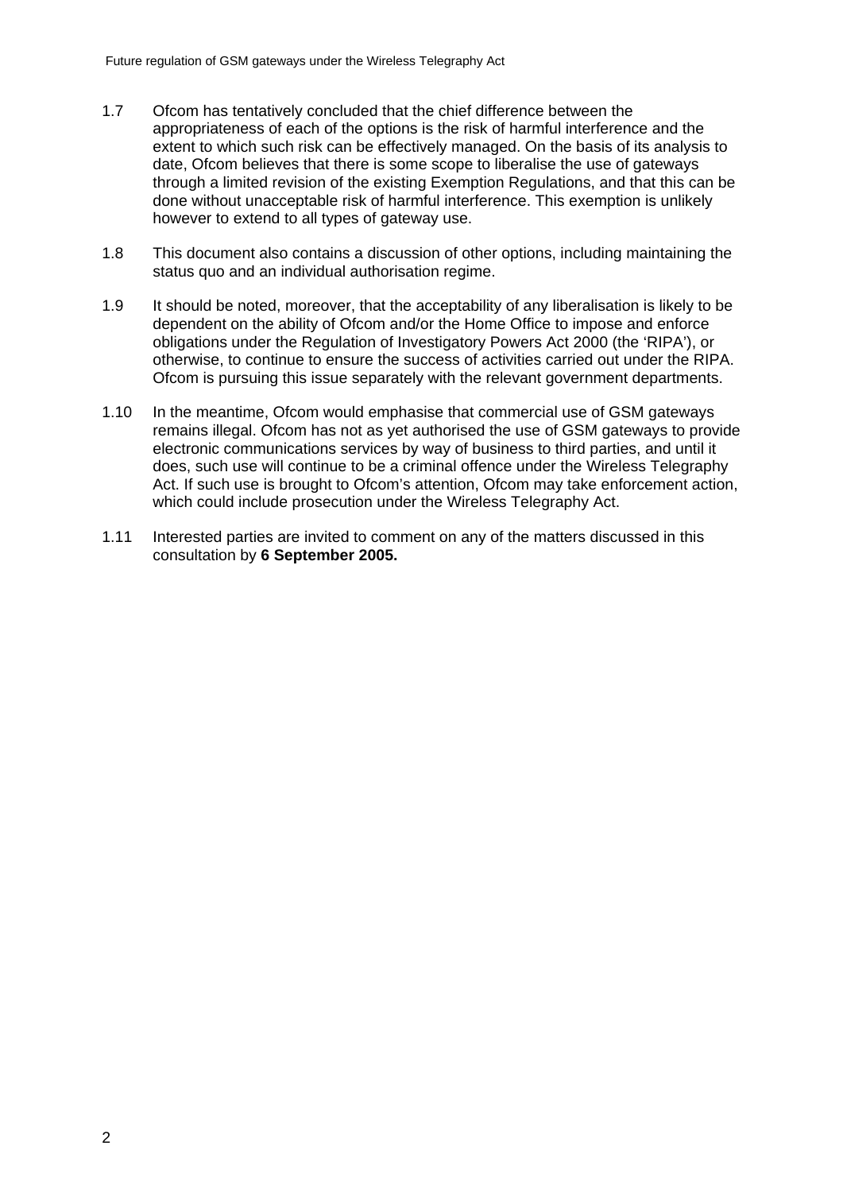1.7 Ofcom has tentatively concluded that the chief difference between the appropriateness of each of the options is the risk of harmful interference and the extent to which such risk can be effectively managed. On the basis of its analysis to date, Ofcom believes that there is some scope to liberalise the use of gateways through a limited revision of the existing Exemption Regulations, and that this can be done without unacceptable risk of harmful interference. This exemption is unlikely however to extend to all types of gateway use.

1.8 This document also contains a discussion of other options, including maintaining the status quo and an individual authorisation regime.

1.9 It should be noted, moreover, that the acceptability of any liberalisation is likely to be dependent on the ability of Ofcom and/or the Home Office to impose and enforce obligations under the Regulation of Investigatory Powers Act 2000 (the 'RIPA'), or otherwise, to continue to ensure the success of activities carried out under the RIPA. Ofcom is pursuing this issue separately with the relevant government departments.

1.10 In the meantime, Ofcom would emphasise that commercial use of GSM gateways remains illegal. Ofcom has not as yet authorised the use of GSM gateways to provide electronic communications services by way of business to third parties, and until it does, such use will continue to be a criminal offence under the Wireless Telegraphy Act. If such use is brought to Ofcom's attention, Ofcom may take enforcement action, which could include prosecution under the Wireless Telegraphy Act.

1.11 Interested parties are invited to comment on any of the matters discussed in this consultation by **6 September 2005.**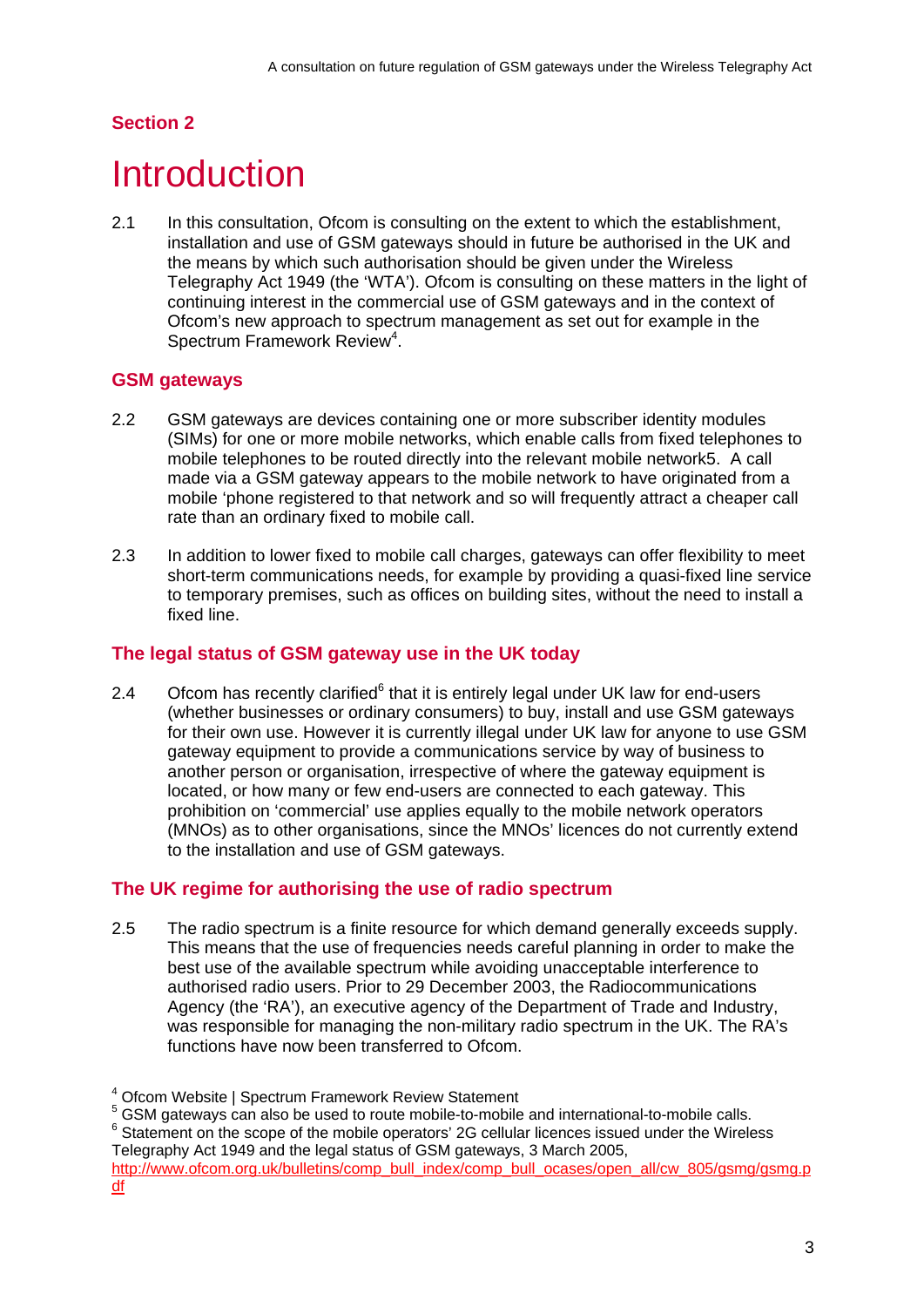## Section 2

# Introduction

2.1 In this consultation, Ofcom is consulting on the extent to which the establishment, installation and use of GSM gateways should in future be authorised in the UK and the means by which such authorisation should be given under the Wireless Telegraphy Act 1949 (the 'WTA'). Ofcom is consulting on these matters in the light of continuing interest in the commercial use of GSM gateways and in the context of Ofcom's new approach to spectrum management as set out for example in the Spectrum Framework Review[4].

### GSM gateways

2.2 GSM gateways are devices containing one or more subscriber identity modules (SIMs) for one or more mobile networks, which enable calls from fixed telephones to mobile telephones to be routed directly into the relevant mobile network5. A call made via a GSM gateway appears to the mobile network to have originated from a mobile 'phone registered to that network and so will frequently attract a cheaper call rate than an ordinary fixed to mobile call.

2.3 In addition to lower fixed to mobile call charges, gateways can offer flexibility to meet short-term communications needs, for example by providing a quasi-fixed line service to temporary premises, such as offices on building sites, without the need to install a fixed line.

### The legal status of GSM gateway use in the UK today

2.4 Ofcom has recently clarified[6] that it is entirely legal under UK law for end-users (whether businesses or ordinary consumers) to buy, install and use GSM gateways for their own use. However it is currently illegal under UK law for anyone to use GSM gateway equipment to provide a communications service by way of business to another person or organisation, irrespective of where the gateway equipment is located, or how many or few end-users are connected to each gateway. This prohibition on 'commercial' use applies equally to the mobile network operators (MNOs) as to other organisations, since the MNOs' licences do not currently extend to the installation and use of GSM gateways.

### The UK regime for authorising the use of radio spectrum

2.5 The radio spectrum is a finite resource for which demand generally exceeds supply. This means that the use of frequencies needs careful planning in order to make the best use of the available spectrum while avoiding unacceptable interference to authorised radio users. Prior to 29 December 2003, the Radiocommunications Agency (the 'RA'), an executive agency of the Department of Trade and Industry, was responsible for managing the non-military radio spectrum in the UK. The RA's functions have now been transferred to Ofcom.

---

[4] Ofcom Website | Spectrum Framework Review Statement

[5] GSM gateways can also be used to route mobile-to-mobile and international-to-mobile calls.

[6] Statement on the scope of the mobile operators' 2G cellular licences issued under the Wireless Telegraphy Act 1949 and the legal status of GSM gateways, 3 March 2005, http://www.ofcom.org.uk/bulletins/comp_bull_index/comp_bull_ocases/open_all/cw_805/gsmg/gsmg.pdf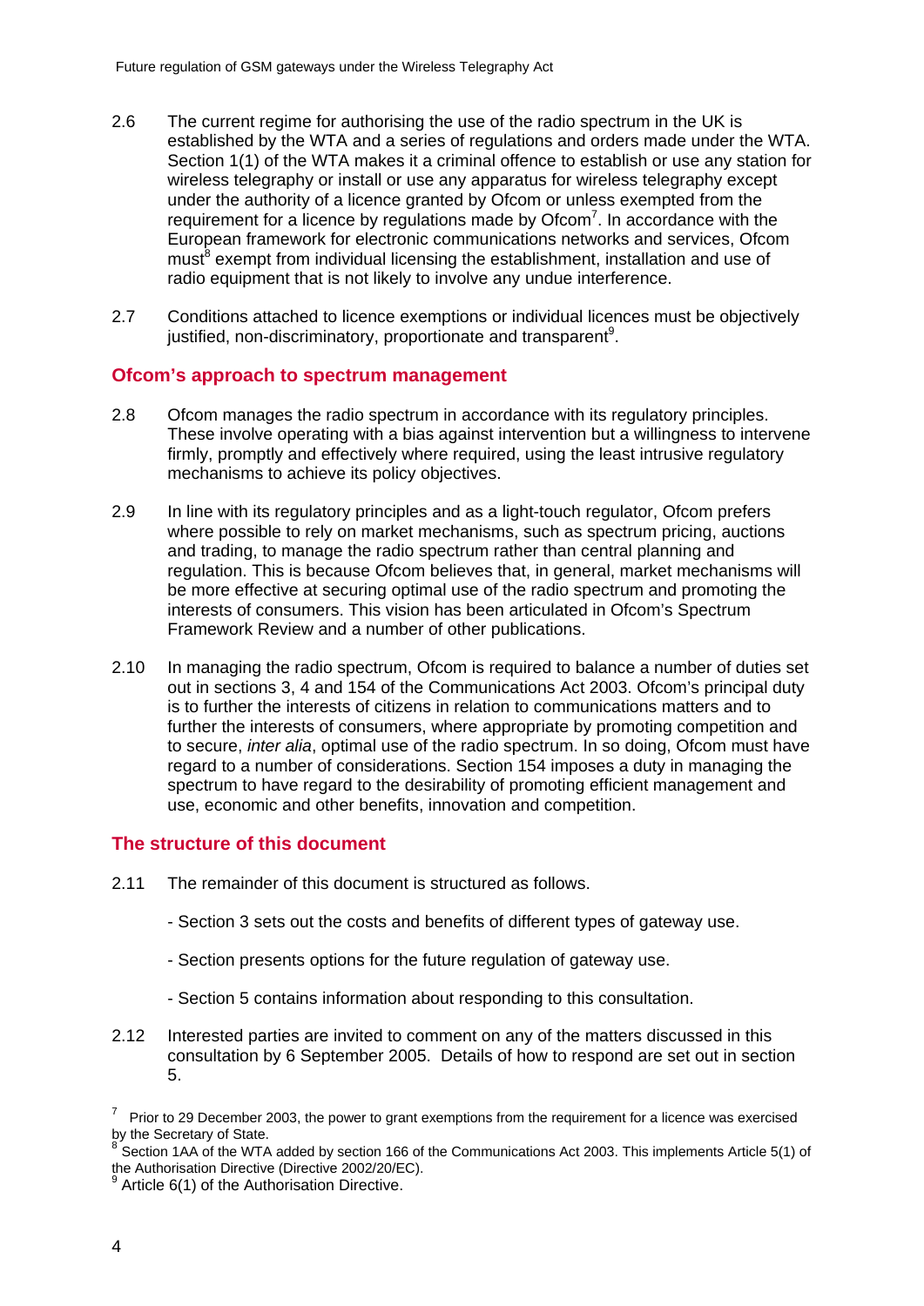2.6 The current regime for authorising the use of the radio spectrum in the UK is established by the WTA and a series of regulations and orders made under the WTA. Section 1(1) of the WTA makes it a criminal offence to establish or use any station for wireless telegraphy or install or use any apparatus for wireless telegraphy except under the authority of a licence granted by Ofcom or unless exempted from the requirement for a licence by regulations made by Ofcom[7]. In accordance with the European framework for electronic communications networks and services, Ofcom must[8] exempt from individual licensing the establishment, installation and use of radio equipment that is not likely to involve any undue interference.

2.7 Conditions attached to licence exemptions or individual licences must be objectively justified, non-discriminatory, proportionate and transparent[9].

## Ofcom's approach to spectrum management

2.8 Ofcom manages the radio spectrum in accordance with its regulatory principles. These involve operating with a bias against intervention but a willingness to intervene firmly, promptly and effectively where required, using the least intrusive regulatory mechanisms to achieve its policy objectives.

2.9 In line with its regulatory principles and as a light-touch regulator, Ofcom prefers where possible to rely on market mechanisms, such as spectrum pricing, auctions and trading, to manage the radio spectrum rather than central planning and regulation. This is because Ofcom believes that, in general, market mechanisms will be more effective at securing optimal use of the radio spectrum and promoting the interests of consumers. This vision has been articulated in Ofcom's Spectrum Framework Review and a number of other publications.

2.10 In managing the radio spectrum, Ofcom is required to balance a number of duties set out in sections 3, 4 and 154 of the Communications Act 2003. Ofcom's principal duty is to further the interests of citizens in relation to communications matters and to further the interests of consumers, where appropriate by promoting competition and to secure, *inter alia*, optimal use of the radio spectrum. In so doing, Ofcom must have regard to a number of considerations. Section 154 imposes a duty in managing the spectrum to have regard to the desirability of promoting efficient management and use, economic and other benefits, innovation and competition.

## The structure of this document

2.11 The remainder of this document is structured as follows.

- Section 3 sets out the costs and benefits of different types of gateway use.
- Section presents options for the future regulation of gateway use.
- Section 5 contains information about responding to this consultation.

2.12 Interested parties are invited to comment on any of the matters discussed in this consultation by 6 September 2005. Details of how to respond are set out in section 5.

---

[7] Prior to 29 December 2003, the power to grant exemptions from the requirement for a licence was exercised by the Secretary of State.

[8] Section 1AA of the WTA added by section 166 of the Communications Act 2003. This implements Article 5(1) of the Authorisation Directive (Directive 2002/20/EC).

[9] Article 6(1) of the Authorisation Directive.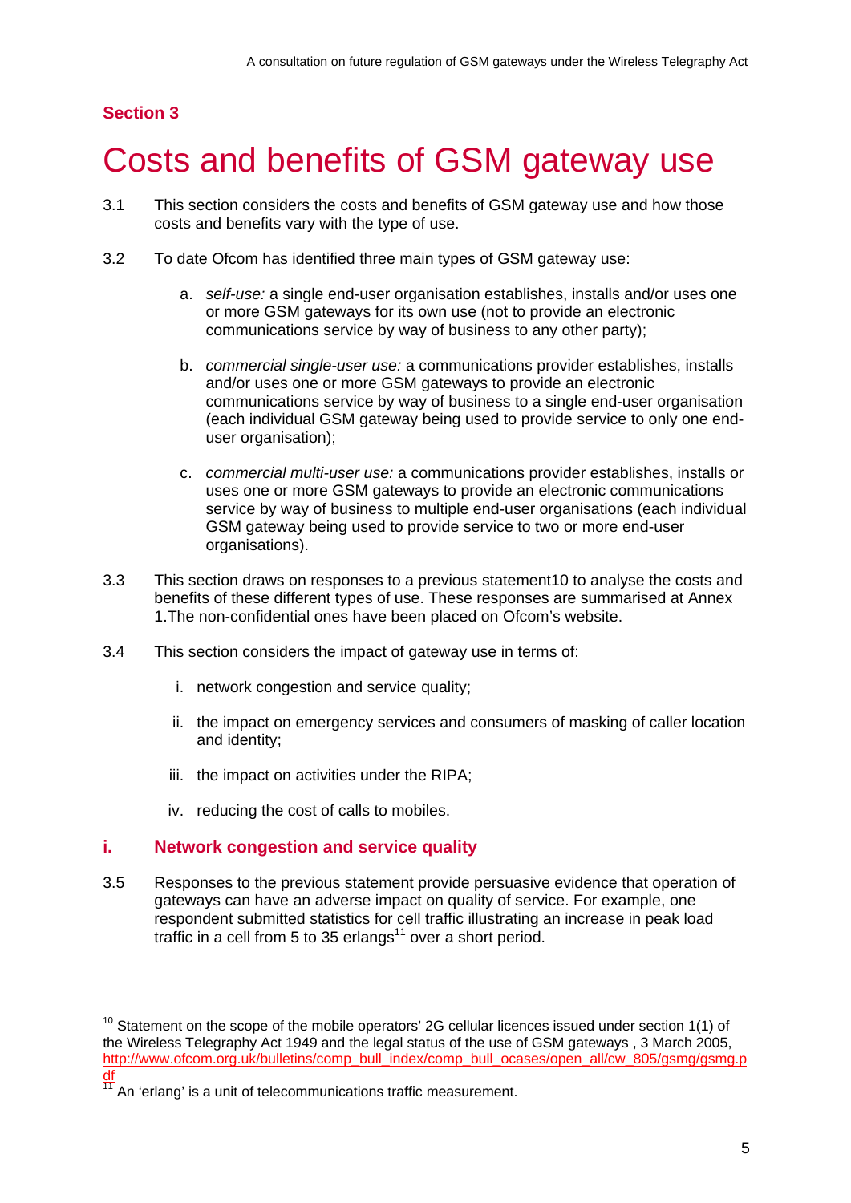## Section 3

# Costs and benefits of GSM gateway use

3.1 This section considers the costs and benefits of GSM gateway use and how those costs and benefits vary with the type of use.

3.2 To date Ofcom has identified three main types of GSM gateway use:

a. *self-use:* a single end-user organisation establishes, installs and/or uses one or more GSM gateways for its own use (not to provide an electronic communications service by way of business to any other party);

b. *commercial single-user use:* a communications provider establishes, installs and/or uses one or more GSM gateways to provide an electronic communications service by way of business to a single end-user organisation (each individual GSM gateway being used to provide service to only one end-user organisation);

c. *commercial multi-user use:* a communications provider establishes, installs or uses one or more GSM gateways to provide an electronic communications service by way of business to multiple end-user organisations (each individual GSM gateway being used to provide service to two or more end-user organisations).

3.3 This section draws on responses to a previous statement10 to analyse the costs and benefits of these different types of use. These responses are summarised at Annex 1.The non-confidential ones have been placed on Ofcom's website.

3.4 This section considers the impact of gateway use in terms of:

i. network congestion and service quality;

ii. the impact on emergency services and consumers of masking of caller location and identity;

iii. the impact on activities under the RIPA;

iv. reducing the cost of calls to mobiles.

### i. Network congestion and service quality

3.5 Responses to the previous statement provide persuasive evidence that operation of gateways can have an adverse impact on quality of service. For example, one respondent submitted statistics for cell traffic illustrating an increase in peak load traffic in a cell from 5 to 35 erlangs[11] over a short period.

[10] Statement on the scope of the mobile operators' 2G cellular licences issued under section 1(1) of the Wireless Telegraphy Act 1949 and the legal status of the use of GSM gateways , 3 March 2005, http://www.ofcom.org.uk/bulletins/comp_bull_index/comp_bull_ocases/open_all/cw_805/gsmg/gsmg.pdf

[11] An 'erlang' is a unit of telecommunications traffic measurement.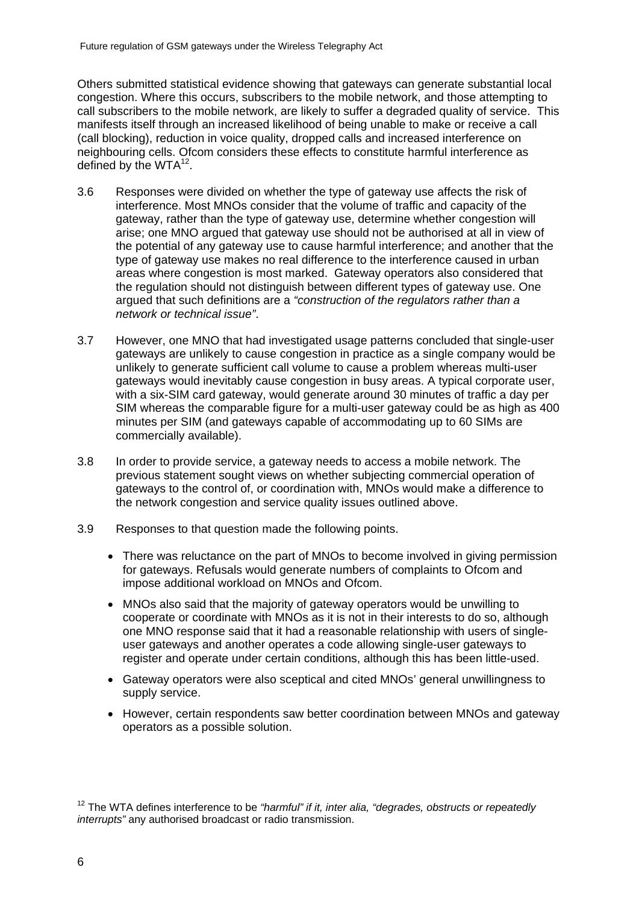Others submitted statistical evidence showing that gateways can generate substantial local congestion. Where this occurs, subscribers to the mobile network, and those attempting to call subscribers to the mobile network, are likely to suffer a degraded quality of service. This manifests itself through an increased likelihood of being unable to make or receive a call (call blocking), reduction in voice quality, dropped calls and increased interference on neighbouring cells. Ofcom considers these effects to constitute harmful interference as defined by the WTA[12].

3.6 Responses were divided on whether the type of gateway use affects the risk of interference. Most MNOs consider that the volume of traffic and capacity of the gateway, rather than the type of gateway use, determine whether congestion will arise; one MNO argued that gateway use should not be authorised at all in view of the potential of any gateway use to cause harmful interference; and another that the type of gateway use makes no real difference to the interference caused in urban areas where congestion is most marked. Gateway operators also considered that the regulation should not distinguish between different types of gateway use. One argued that such definitions are a *"construction of the regulators rather than a network or technical issue"*.

3.7 However, one MNO that had investigated usage patterns concluded that single-user gateways are unlikely to cause congestion in practice as a single company would be unlikely to generate sufficient call volume to cause a problem whereas multi-user gateways would inevitably cause congestion in busy areas. A typical corporate user, with a six-SIM card gateway, would generate around 30 minutes of traffic a day per SIM whereas the comparable figure for a multi-user gateway could be as high as 400 minutes per SIM (and gateways capable of accommodating up to 60 SIMs are commercially available).

3.8 In order to provide service, a gateway needs to access a mobile network. The previous statement sought views on whether subjecting commercial operation of gateways to the control of, or coordination with, MNOs would make a difference to the network congestion and service quality issues outlined above.

3.9 Responses to that question made the following points.

- There was reluctance on the part of MNOs to become involved in giving permission for gateways. Refusals would generate numbers of complaints to Ofcom and impose additional workload on MNOs and Ofcom.
- MNOs also said that the majority of gateway operators would be unwilling to cooperate or coordinate with MNOs as it is not in their interests to do so, although one MNO response said that it had a reasonable relationship with users of single-user gateways and another operates a code allowing single-user gateways to register and operate under certain conditions, although this has been little-used.
- Gateway operators were also sceptical and cited MNOs' general unwillingness to supply service.
- However, certain respondents saw better coordination between MNOs and gateway operators as a possible solution.

[12] The WTA defines interference to be *"harmful" if it, inter alia, "degrades, obstructs or repeatedly interrupts"* any authorised broadcast or radio transmission.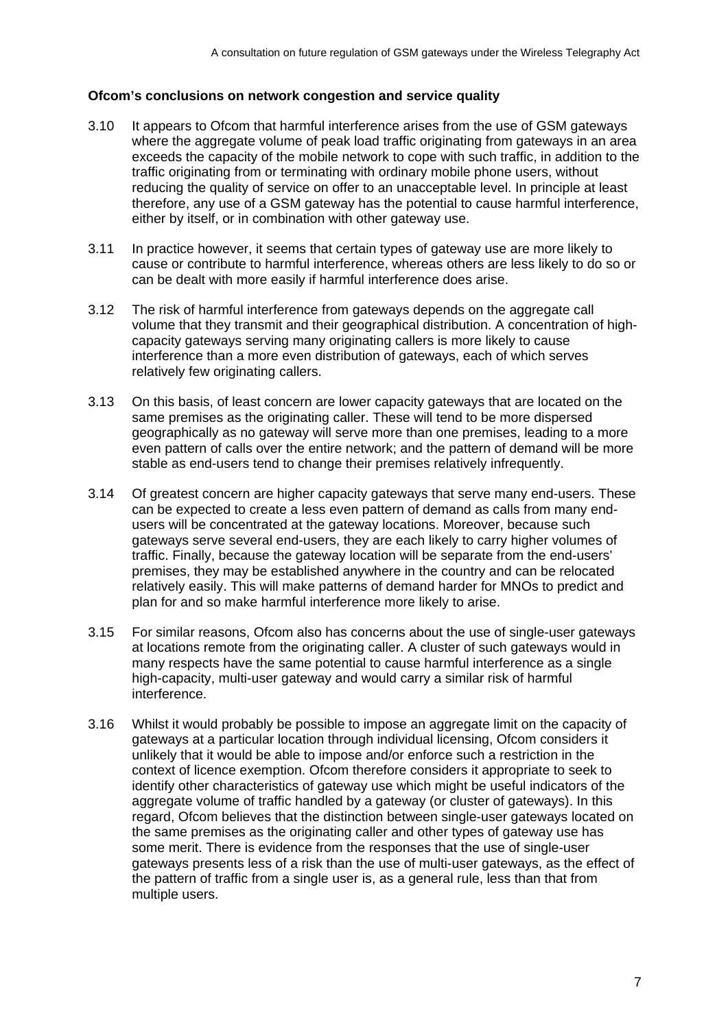**Ofcom's conclusions on network congestion and service quality**

3.10 It appears to Ofcom that harmful interference arises from the use of GSM gateways where the aggregate volume of peak load traffic originating from gateways in an area exceeds the capacity of the mobile network to cope with such traffic, in addition to the traffic originating from or terminating with ordinary mobile phone users, without reducing the quality of service on offer to an unacceptable level. In principle at least therefore, any use of a GSM gateway has the potential to cause harmful interference, either by itself, or in combination with other gateway use.

3.11 In practice however, it seems that certain types of gateway use are more likely to cause or contribute to harmful interference, whereas others are less likely to do so or can be dealt with more easily if harmful interference does arise.

3.12 The risk of harmful interference from gateways depends on the aggregate call volume that they transmit and their geographical distribution. A concentration of high-capacity gateways serving many originating callers is more likely to cause interference than a more even distribution of gateways, each of which serves relatively few originating callers.

3.13 On this basis, of least concern are lower capacity gateways that are located on the same premises as the originating caller. These will tend to be more dispersed geographically as no gateway will serve more than one premises, leading to a more even pattern of calls over the entire network; and the pattern of demand will be more stable as end-users tend to change their premises relatively infrequently.

3.14 Of greatest concern are higher capacity gateways that serve many end-users. These can be expected to create a less even pattern of demand as calls from many end-users will be concentrated at the gateway locations. Moreover, because such gateways serve several end-users, they are each likely to carry higher volumes of traffic. Finally, because the gateway location will be separate from the end-users' premises, they may be established anywhere in the country and can be relocated relatively easily. This will make patterns of demand harder for MNOs to predict and plan for and so make harmful interference more likely to arise.

3.15 For similar reasons, Ofcom also has concerns about the use of single-user gateways at locations remote from the originating caller. A cluster of such gateways would in many respects have the same potential to cause harmful interference as a single high-capacity, multi-user gateway and would carry a similar risk of harmful interference.

3.16 Whilst it would probably be possible to impose an aggregate limit on the capacity of gateways at a particular location through individual licensing, Ofcom considers it unlikely that it would be able to impose and/or enforce such a restriction in the context of licence exemption. Ofcom therefore considers it appropriate to seek to identify other characteristics of gateway use which might be useful indicators of the aggregate volume of traffic handled by a gateway (or cluster of gateways). In this regard, Ofcom believes that the distinction between single-user gateways located on the same premises as the originating caller and other types of gateway use has some merit. There is evidence from the responses that the use of single-user gateways presents less of a risk than the use of multi-user gateways, as the effect of the pattern of traffic from a single user is, as a general rule, less than that from multiple users.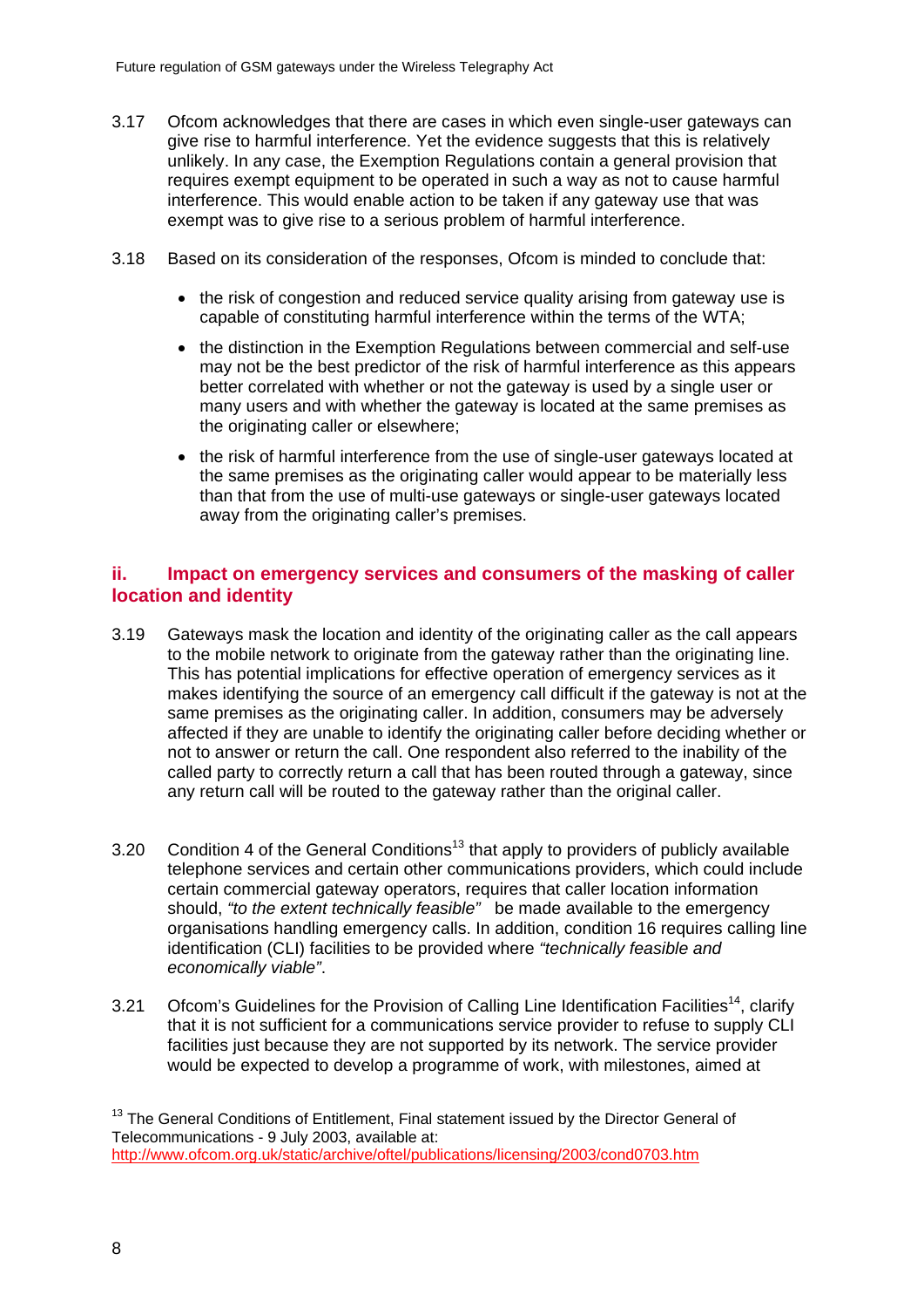3.17 Ofcom acknowledges that there are cases in which even single-user gateways can give rise to harmful interference. Yet the evidence suggests that this is relatively unlikely. In any case, the Exemption Regulations contain a general provision that requires exempt equipment to be operated in such a way as not to cause harmful interference. This would enable action to be taken if any gateway use that was exempt was to give rise to a serious problem of harmful interference.

3.18 Based on its consideration of the responses, Ofcom is minded to conclude that:

- the risk of congestion and reduced service quality arising from gateway use is capable of constituting harmful interference within the terms of the WTA;
- the distinction in the Exemption Regulations between commercial and self-use may not be the best predictor of the risk of harmful interference as this appears better correlated with whether or not the gateway is used by a single user or many users and with whether the gateway is located at the same premises as the originating caller or elsewhere;
- the risk of harmful interference from the use of single-user gateways located at the same premises as the originating caller would appear to be materially less than that from the use of multi-use gateways or single-user gateways located away from the originating caller's premises.

## ii. Impact on emergency services and consumers of the masking of caller location and identity

3.19 Gateways mask the location and identity of the originating caller as the call appears to the mobile network to originate from the gateway rather than the originating line. This has potential implications for effective operation of emergency services as it makes identifying the source of an emergency call difficult if the gateway is not at the same premises as the originating caller. In addition, consumers may be adversely affected if they are unable to identify the originating caller before deciding whether or not to answer or return the call. One respondent also referred to the inability of the called party to correctly return a call that has been routed through a gateway, since any return call will be routed to the gateway rather than the original caller.

3.20 Condition 4 of the General Conditions[13] that apply to providers of publicly available telephone services and certain other communications providers, which could include certain commercial gateway operators, requires that caller location information should, *"to the extent technically feasible"* be made available to the emergency organisations handling emergency calls. In addition, condition 16 requires calling line identification (CLI) facilities to be provided where *"technically feasible and economically viable"*.

3.21 Ofcom's Guidelines for the Provision of Calling Line Identification Facilities[14], clarify that it is not sufficient for a communications service provider to refuse to supply CLI facilities just because they are not supported by its network. The service provider would be expected to develop a programme of work, with milestones, aimed at

[13] The General Conditions of Entitlement, Final statement issued by the Director General of Telecommunications - 9 July 2003, available at: http://www.ofcom.org.uk/static/archive/oftel/publications/licensing/2003/cond0703.htm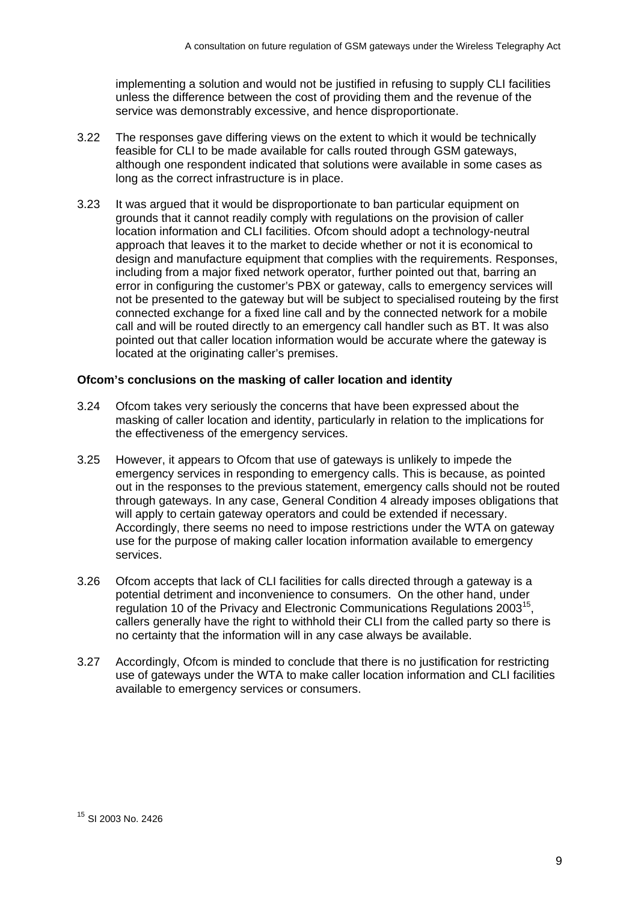implementing a solution and would not be justified in refusing to supply CLI facilities unless the difference between the cost of providing them and the revenue of the service was demonstrably excessive, and hence disproportionate.

3.22 The responses gave differing views on the extent to which it would be technically feasible for CLI to be made available for calls routed through GSM gateways, although one respondent indicated that solutions were available in some cases as long as the correct infrastructure is in place.

3.23 It was argued that it would be disproportionate to ban particular equipment on grounds that it cannot readily comply with regulations on the provision of caller location information and CLI facilities. Ofcom should adopt a technology-neutral approach that leaves it to the market to decide whether or not it is economical to design and manufacture equipment that complies with the requirements. Responses, including from a major fixed network operator, further pointed out that, barring an error in configuring the customer's PBX or gateway, calls to emergency services will not be presented to the gateway but will be subject to specialised routeing by the first connected exchange for a fixed line call and by the connected network for a mobile call and will be routed directly to an emergency call handler such as BT. It was also pointed out that caller location information would be accurate where the gateway is located at the originating caller's premises.

**Ofcom's conclusions on the masking of caller location and identity**

3.24 Ofcom takes very seriously the concerns that have been expressed about the masking of caller location and identity, particularly in relation to the implications for the effectiveness of the emergency services.

3.25 However, it appears to Ofcom that use of gateways is unlikely to impede the emergency services in responding to emergency calls. This is because, as pointed out in the responses to the previous statement, emergency calls should not be routed through gateways. In any case, General Condition 4 already imposes obligations that will apply to certain gateway operators and could be extended if necessary. Accordingly, there seems no need to impose restrictions under the WTA on gateway use for the purpose of making caller location information available to emergency services.

3.26 Ofcom accepts that lack of CLI facilities for calls directed through a gateway is a potential detriment and inconvenience to consumers. On the other hand, under regulation 10 of the Privacy and Electronic Communications Regulations 2003[15], callers generally have the right to withhold their CLI from the called party so there is no certainty that the information will in any case always be available.

3.27 Accordingly, Ofcom is minded to conclude that there is no justification for restricting use of gateways under the WTA to make caller location information and CLI facilities available to emergency services or consumers.

[15] SI 2003 No. 2426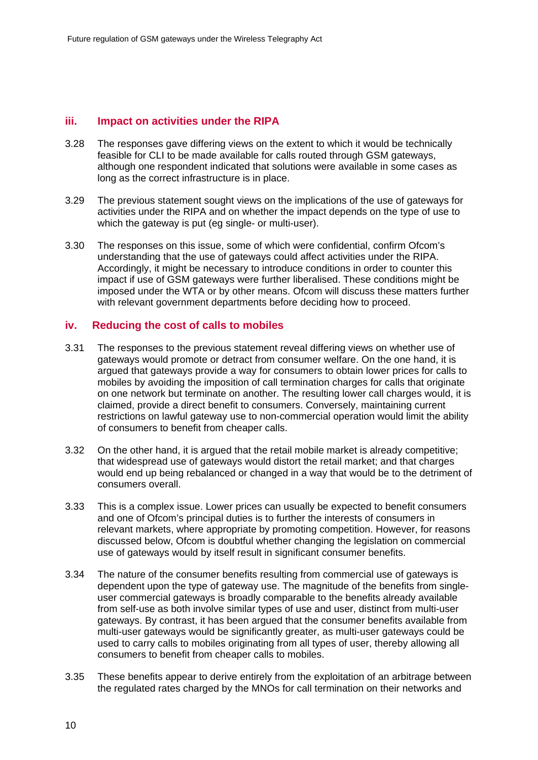### iii. Impact on activities under the RIPA

3.28 The responses gave differing views on the extent to which it would be technically feasible for CLI to be made available for calls routed through GSM gateways, although one respondent indicated that solutions were available in some cases as long as the correct infrastructure is in place.

3.29 The previous statement sought views on the implications of the use of gateways for activities under the RIPA and on whether the impact depends on the type of use to which the gateway is put (eg single- or multi-user).

3.30 The responses on this issue, some of which were confidential, confirm Ofcom's understanding that the use of gateways could affect activities under the RIPA. Accordingly, it might be necessary to introduce conditions in order to counter this impact if use of GSM gateways were further liberalised. These conditions might be imposed under the WTA or by other means. Ofcom will discuss these matters further with relevant government departments before deciding how to proceed.

### iv. Reducing the cost of calls to mobiles

3.31 The responses to the previous statement reveal differing views on whether use of gateways would promote or detract from consumer welfare. On the one hand, it is argued that gateways provide a way for consumers to obtain lower prices for calls to mobiles by avoiding the imposition of call termination charges for calls that originate on one network but terminate on another. The resulting lower call charges would, it is claimed, provide a direct benefit to consumers. Conversely, maintaining current restrictions on lawful gateway use to non-commercial operation would limit the ability of consumers to benefit from cheaper calls.

3.32 On the other hand, it is argued that the retail mobile market is already competitive; that widespread use of gateways would distort the retail market; and that charges would end up being rebalanced or changed in a way that would be to the detriment of consumers overall.

3.33 This is a complex issue. Lower prices can usually be expected to benefit consumers and one of Ofcom's principal duties is to further the interests of consumers in relevant markets, where appropriate by promoting competition. However, for reasons discussed below, Ofcom is doubtful whether changing the legislation on commercial use of gateways would by itself result in significant consumer benefits.

3.34 The nature of the consumer benefits resulting from commercial use of gateways is dependent upon the type of gateway use. The magnitude of the benefits from single-user commercial gateways is broadly comparable to the benefits already available from self-use as both involve similar types of use and user, distinct from multi-user gateways. By contrast, it has been argued that the consumer benefits available from multi-user gateways would be significantly greater, as multi-user gateways could be used to carry calls to mobiles originating from all types of user, thereby allowing all consumers to benefit from cheaper calls to mobiles.

3.35 These benefits appear to derive entirely from the exploitation of an arbitrage between the regulated rates charged by the MNOs for call termination on their networks and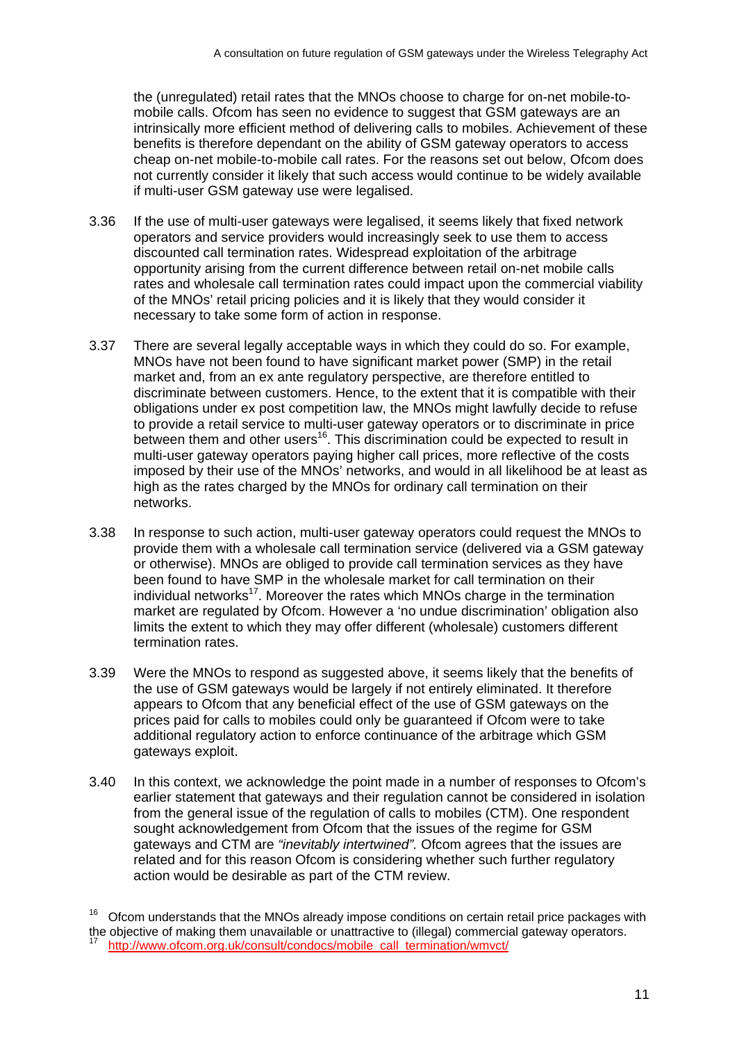the (unregulated) retail rates that the MNOs choose to charge for on-net mobile-to-mobile calls. Ofcom has seen no evidence to suggest that GSM gateways are an intrinsically more efficient method of delivering calls to mobiles. Achievement of these benefits is therefore dependant on the ability of GSM gateway operators to access cheap on-net mobile-to-mobile call rates. For the reasons set out below, Ofcom does not currently consider it likely that such access would continue to be widely available if multi-user GSM gateway use were legalised.

3.36 If the use of multi-user gateways were legalised, it seems likely that fixed network operators and service providers would increasingly seek to use them to access discounted call termination rates. Widespread exploitation of the arbitrage opportunity arising from the current difference between retail on-net mobile calls rates and wholesale call termination rates could impact upon the commercial viability of the MNOs' retail pricing policies and it is likely that they would consider it necessary to take some form of action in response.

3.37 There are several legally acceptable ways in which they could do so. For example, MNOs have not been found to have significant market power (SMP) in the retail market and, from an ex ante regulatory perspective, are therefore entitled to discriminate between customers. Hence, to the extent that it is compatible with their obligations under ex post competition law, the MNOs might lawfully decide to refuse to provide a retail service to multi-user gateway operators or to discriminate in price between them and other users[16]. This discrimination could be expected to result in multi-user gateway operators paying higher call prices, more reflective of the costs imposed by their use of the MNOs' networks, and would in all likelihood be at least as high as the rates charged by the MNOs for ordinary call termination on their networks.

3.38 In response to such action, multi-user gateway operators could request the MNOs to provide them with a wholesale call termination service (delivered via a GSM gateway or otherwise). MNOs are obliged to provide call termination services as they have been found to have SMP in the wholesale market for call termination on their individual networks[17]. Moreover the rates which MNOs charge in the termination market are regulated by Ofcom. However a 'no undue discrimination' obligation also limits the extent to which they may offer different (wholesale) customers different termination rates.

3.39 Were the MNOs to respond as suggested above, it seems likely that the benefits of the use of GSM gateways would be largely if not entirely eliminated. It therefore appears to Ofcom that any beneficial effect of the use of GSM gateways on the prices paid for calls to mobiles could only be guaranteed if Ofcom were to take additional regulatory action to enforce continuance of the arbitrage which GSM gateways exploit.

3.40 In this context, we acknowledge the point made in a number of responses to Ofcom's earlier statement that gateways and their regulation cannot be considered in isolation from the general issue of the regulation of calls to mobiles (CTM). One respondent sought acknowledgement from Ofcom that the issues of the regime for GSM gateways and CTM are *"inevitably intertwined".* Ofcom agrees that the issues are related and for this reason Ofcom is considering whether such further regulatory action would be desirable as part of the CTM review.

[16] Ofcom understands that the MNOs already impose conditions on certain retail price packages with the objective of making them unavailable or unattractive to (illegal) commercial gateway operators.

[17] http://www.ofcom.org.uk/consult/condocs/mobile_call_termination/wmvct/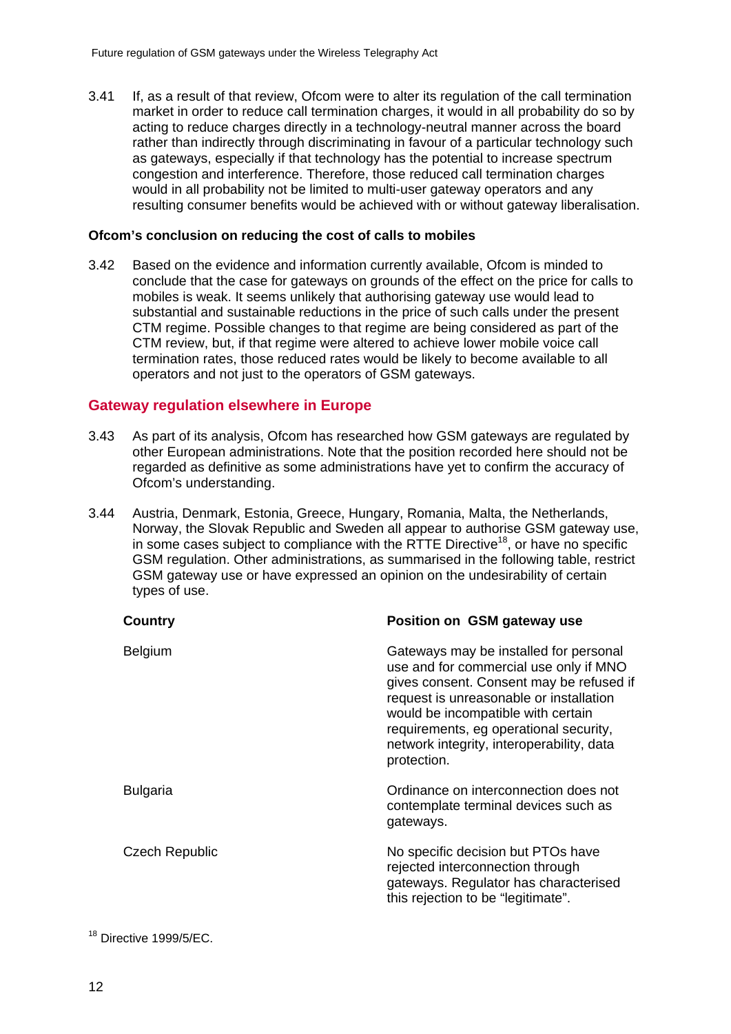3.41 If, as a result of that review, Ofcom were to alter its regulation of the call termination market in order to reduce call termination charges, it would in all probability do so by acting to reduce charges directly in a technology-neutral manner across the board rather than indirectly through discriminating in favour of a particular technology such as gateways, especially if that technology has the potential to increase spectrum congestion and interference. Therefore, those reduced call termination charges would in all probability not be limited to multi-user gateway operators and any resulting consumer benefits would be achieved with or without gateway liberalisation.

**Ofcom's conclusion on reducing the cost of calls to mobiles**

3.42 Based on the evidence and information currently available, Ofcom is minded to conclude that the case for gateways on grounds of the effect on the price for calls to mobiles is weak. It seems unlikely that authorising gateway use would lead to substantial and sustainable reductions in the price of such calls under the present CTM regime. Possible changes to that regime are being considered as part of the CTM review, but, if that regime were altered to achieve lower mobile voice call termination rates, those reduced rates would be likely to become available to all operators and not just to the operators of GSM gateways.

## Gateway regulation elsewhere in Europe

3.43 As part of its analysis, Ofcom has researched how GSM gateways are regulated by other European administrations. Note that the position recorded here should not be regarded as definitive as some administrations have yet to confirm the accuracy of Ofcom's understanding.

3.44 Austria, Denmark, Estonia, Greece, Hungary, Romania, Malta, the Netherlands, Norway, the Slovak Republic and Sweden all appear to authorise GSM gateway use, in some cases subject to compliance with the RTTE Directive[18], or have no specific GSM regulation. Other administrations, as summarised in the following table, restrict GSM gateway use or have expressed an opinion on the undesirability of certain types of use.

| Country | Position on GSM gateway use |
|---|---|
| Belgium | Gateways may be installed for personal use and for commercial use only if MNO gives consent. Consent may be refused if request is unreasonable or installation would be incompatible with certain requirements, eg operational security, network integrity, interoperability, data protection. |
| Bulgaria | Ordinance on interconnection does not contemplate terminal devices such as gateways. |
| Czech Republic | No specific decision but PTOs have rejected interconnection through gateways. Regulator has characterised this rejection to be "legitimate". |

[18] Directive 1999/5/EC.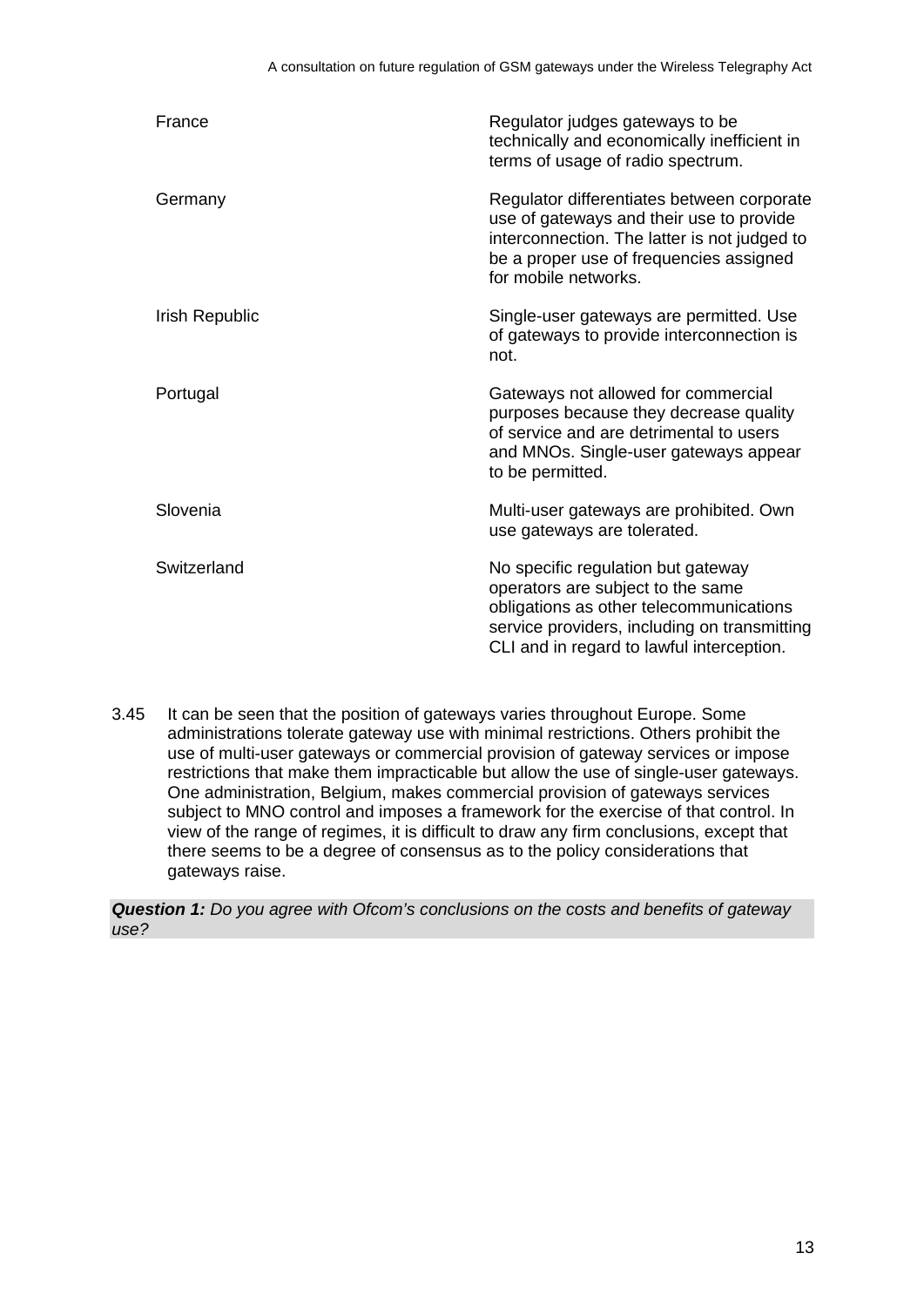| | |
|---|---|
| France | Regulator judges gateways to be technically and economically inefficient in terms of usage of radio spectrum. |
| Germany | Regulator differentiates between corporate use of gateways and their use to provide interconnection. The latter is not judged to be a proper use of frequencies assigned for mobile networks. |
| Irish Republic | Single-user gateways are permitted. Use of gateways to provide interconnection is not. |
| Portugal | Gateways not allowed for commercial purposes because they decrease quality of service and are detrimental to users and MNOs. Single-user gateways appear to be permitted. |
| Slovenia | Multi-user gateways are prohibited. Own use gateways are tolerated. |
| Switzerland | No specific regulation but gateway operators are subject to the same obligations as other telecommunications service providers, including on transmitting CLI and in regard to lawful interception. |

3.45 It can be seen that the position of gateways varies throughout Europe. Some administrations tolerate gateway use with minimal restrictions. Others prohibit the use of multi-user gateways or commercial provision of gateway services or impose restrictions that make them impracticable but allow the use of single-user gateways. One administration, Belgium, makes commercial provision of gateways services subject to MNO control and imposes a framework for the exercise of that control. In view of the range of regimes, it is difficult to draw any firm conclusions, except that there seems to be a degree of consensus as to the policy considerations that gateways raise.

***Question 1:*** *Do you agree with Ofcom's conclusions on the costs and benefits of gateway use?*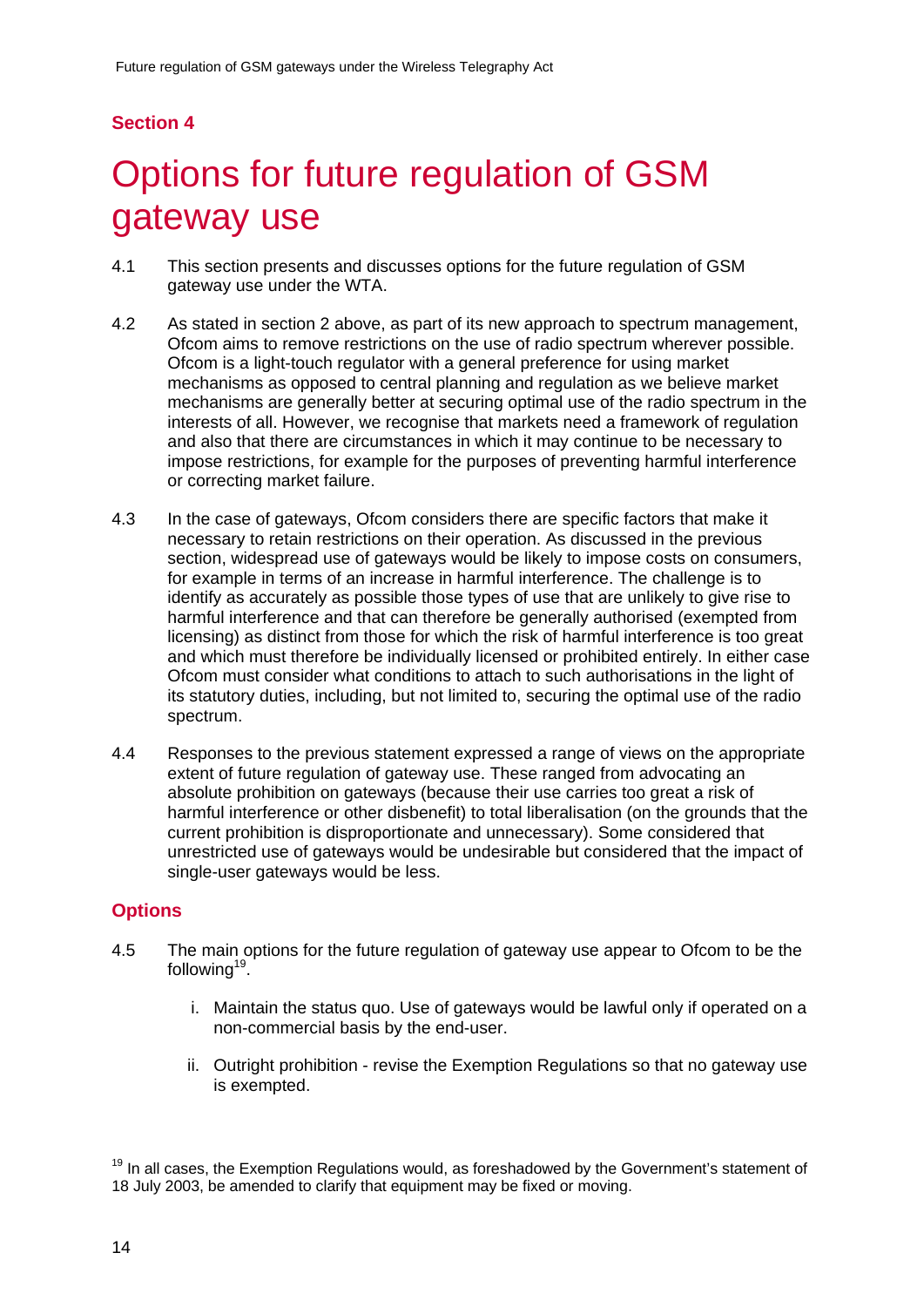## Section 4

# Options for future regulation of GSM gateway use

4.1 This section presents and discusses options for the future regulation of GSM gateway use under the WTA.

4.2 As stated in section 2 above, as part of its new approach to spectrum management, Ofcom aims to remove restrictions on the use of radio spectrum wherever possible. Ofcom is a light-touch regulator with a general preference for using market mechanisms as opposed to central planning and regulation as we believe market mechanisms are generally better at securing optimal use of the radio spectrum in the interests of all. However, we recognise that markets need a framework of regulation and also that there are circumstances in which it may continue to be necessary to impose restrictions, for example for the purposes of preventing harmful interference or correcting market failure.

4.3 In the case of gateways, Ofcom considers there are specific factors that make it necessary to retain restrictions on their operation. As discussed in the previous section, widespread use of gateways would be likely to impose costs on consumers, for example in terms of an increase in harmful interference. The challenge is to identify as accurately as possible those types of use that are unlikely to give rise to harmful interference and that can therefore be generally authorised (exempted from licensing) as distinct from those for which the risk of harmful interference is too great and which must therefore be individually licensed or prohibited entirely. In either case Ofcom must consider what conditions to attach to such authorisations in the light of its statutory duties, including, but not limited to, securing the optimal use of the radio spectrum.

4.4 Responses to the previous statement expressed a range of views on the appropriate extent of future regulation of gateway use. These ranged from advocating an absolute prohibition on gateways (because their use carries too great a risk of harmful interference or other disbenefit) to total liberalisation (on the grounds that the current prohibition is disproportionate and unnecessary). Some considered that unrestricted use of gateways would be undesirable but considered that the impact of single-user gateways would be less.

### Options

4.5 The main options for the future regulation of gateway use appear to Ofcom to be the following[19].

i. Maintain the status quo. Use of gateways would be lawful only if operated on a non-commercial basis by the end-user.

ii. Outright prohibition - revise the Exemption Regulations so that no gateway use is exempted.

[19] In all cases, the Exemption Regulations would, as foreshadowed by the Government's statement of 18 July 2003, be amended to clarify that equipment may be fixed or moving.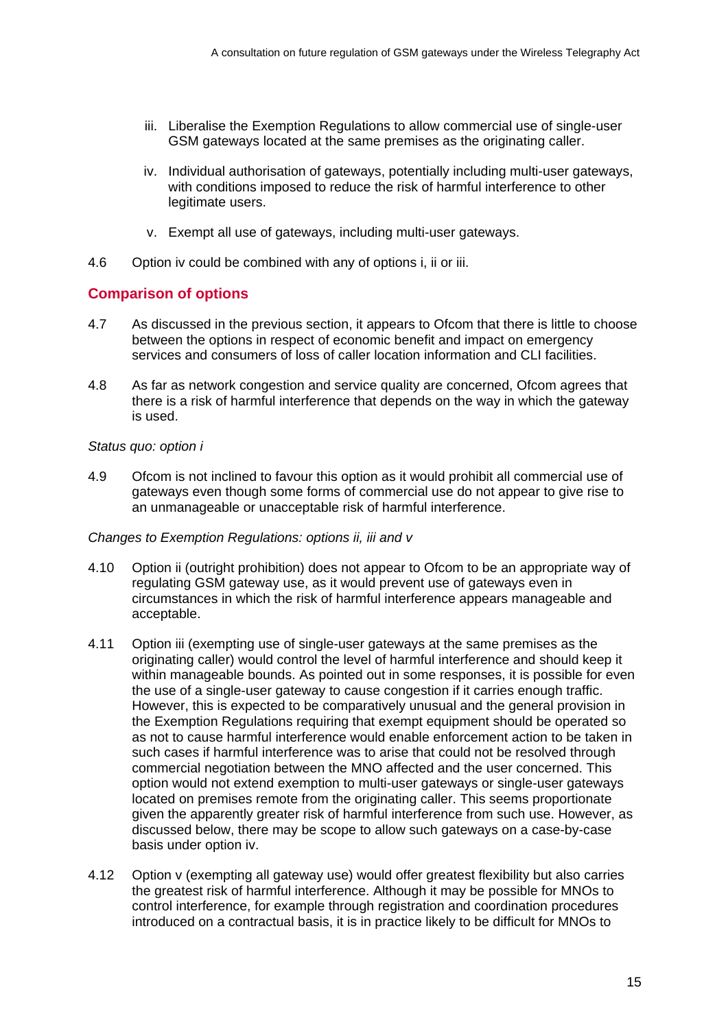iii. Liberalise the Exemption Regulations to allow commercial use of single-user GSM gateways located at the same premises as the originating caller.

iv. Individual authorisation of gateways, potentially including multi-user gateways, with conditions imposed to reduce the risk of harmful interference to other legitimate users.

v. Exempt all use of gateways, including multi-user gateways.

4.6 Option iv could be combined with any of options i, ii or iii.

## Comparison of options

4.7 As discussed in the previous section, it appears to Ofcom that there is little to choose between the options in respect of economic benefit and impact on emergency services and consumers of loss of caller location information and CLI facilities.

4.8 As far as network congestion and service quality are concerned, Ofcom agrees that there is a risk of harmful interference that depends on the way in which the gateway is used.

*Status quo: option i*

4.9 Ofcom is not inclined to favour this option as it would prohibit all commercial use of gateways even though some forms of commercial use do not appear to give rise to an unmanageable or unacceptable risk of harmful interference.

*Changes to Exemption Regulations: options ii, iii and v*

4.10 Option ii (outright prohibition) does not appear to Ofcom to be an appropriate way of regulating GSM gateway use, as it would prevent use of gateways even in circumstances in which the risk of harmful interference appears manageable and acceptable.

4.11 Option iii (exempting use of single-user gateways at the same premises as the originating caller) would control the level of harmful interference and should keep it within manageable bounds. As pointed out in some responses, it is possible for even the use of a single-user gateway to cause congestion if it carries enough traffic. However, this is expected to be comparatively unusual and the general provision in the Exemption Regulations requiring that exempt equipment should be operated so as not to cause harmful interference would enable enforcement action to be taken in such cases if harmful interference was to arise that could not be resolved through commercial negotiation between the MNO affected and the user concerned. This option would not extend exemption to multi-user gateways or single-user gateways located on premises remote from the originating caller. This seems proportionate given the apparently greater risk of harmful interference from such use. However, as discussed below, there may be scope to allow such gateways on a case-by-case basis under option iv.

4.12 Option v (exempting all gateway use) would offer greatest flexibility but also carries the greatest risk of harmful interference. Although it may be possible for MNOs to control interference, for example through registration and coordination procedures introduced on a contractual basis, it is in practice likely to be difficult for MNOs to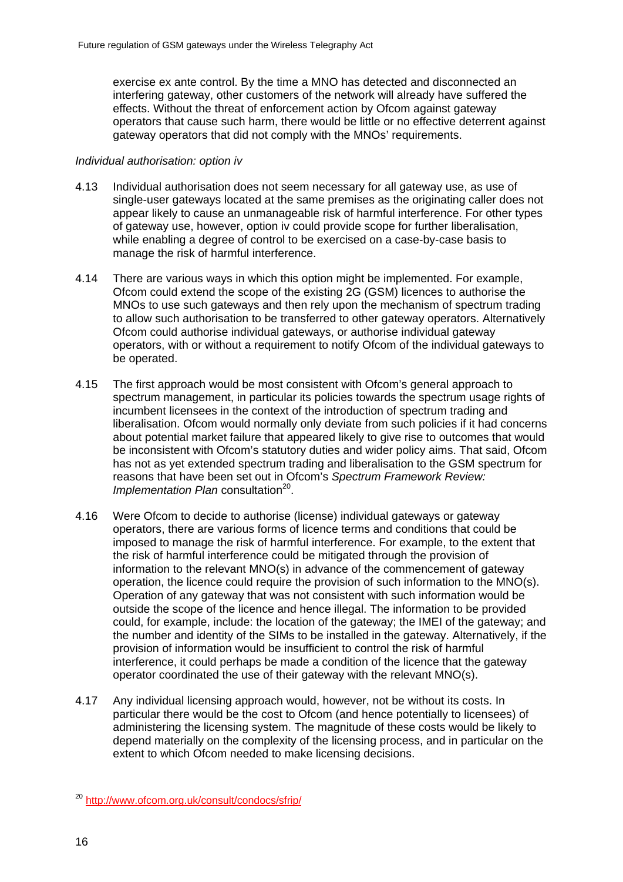exercise ex ante control. By the time a MNO has detected and disconnected an interfering gateway, other customers of the network will already have suffered the effects. Without the threat of enforcement action by Ofcom against gateway operators that cause such harm, there would be little or no effective deterrent against gateway operators that did not comply with the MNOs' requirements.

*Individual authorisation: option iv*

4.13 Individual authorisation does not seem necessary for all gateway use, as use of single-user gateways located at the same premises as the originating caller does not appear likely to cause an unmanageable risk of harmful interference. For other types of gateway use, however, option iv could provide scope for further liberalisation, while enabling a degree of control to be exercised on a case-by-case basis to manage the risk of harmful interference.

4.14 There are various ways in which this option might be implemented. For example, Ofcom could extend the scope of the existing 2G (GSM) licences to authorise the MNOs to use such gateways and then rely upon the mechanism of spectrum trading to allow such authorisation to be transferred to other gateway operators. Alternatively Ofcom could authorise individual gateways, or authorise individual gateway operators, with or without a requirement to notify Ofcom of the individual gateways to be operated.

4.15 The first approach would be most consistent with Ofcom's general approach to spectrum management, in particular its policies towards the spectrum usage rights of incumbent licensees in the context of the introduction of spectrum trading and liberalisation. Ofcom would normally only deviate from such policies if it had concerns about potential market failure that appeared likely to give rise to outcomes that would be inconsistent with Ofcom's statutory duties and wider policy aims. That said, Ofcom has not as yet extended spectrum trading and liberalisation to the GSM spectrum for reasons that have been set out in Ofcom's *Spectrum Framework Review: Implementation Plan* consultation[20].

4.16 Were Ofcom to decide to authorise (license) individual gateways or gateway operators, there are various forms of licence terms and conditions that could be imposed to manage the risk of harmful interference. For example, to the extent that the risk of harmful interference could be mitigated through the provision of information to the relevant MNO(s) in advance of the commencement of gateway operation, the licence could require the provision of such information to the MNO(s). Operation of any gateway that was not consistent with such information would be outside the scope of the licence and hence illegal. The information to be provided could, for example, include: the location of the gateway; the IMEI of the gateway; and the number and identity of the SIMs to be installed in the gateway. Alternatively, if the provision of information would be insufficient to control the risk of harmful interference, it could perhaps be made a condition of the licence that the gateway operator coordinated the use of their gateway with the relevant MNO(s).

4.17 Any individual licensing approach would, however, not be without its costs. In particular there would be the cost to Ofcom (and hence potentially to licensees) of administering the licensing system. The magnitude of these costs would be likely to depend materially on the complexity of the licensing process, and in particular on the extent to which Ofcom needed to make licensing decisions.

[20] http://www.ofcom.org.uk/consult/condocs/sfrip/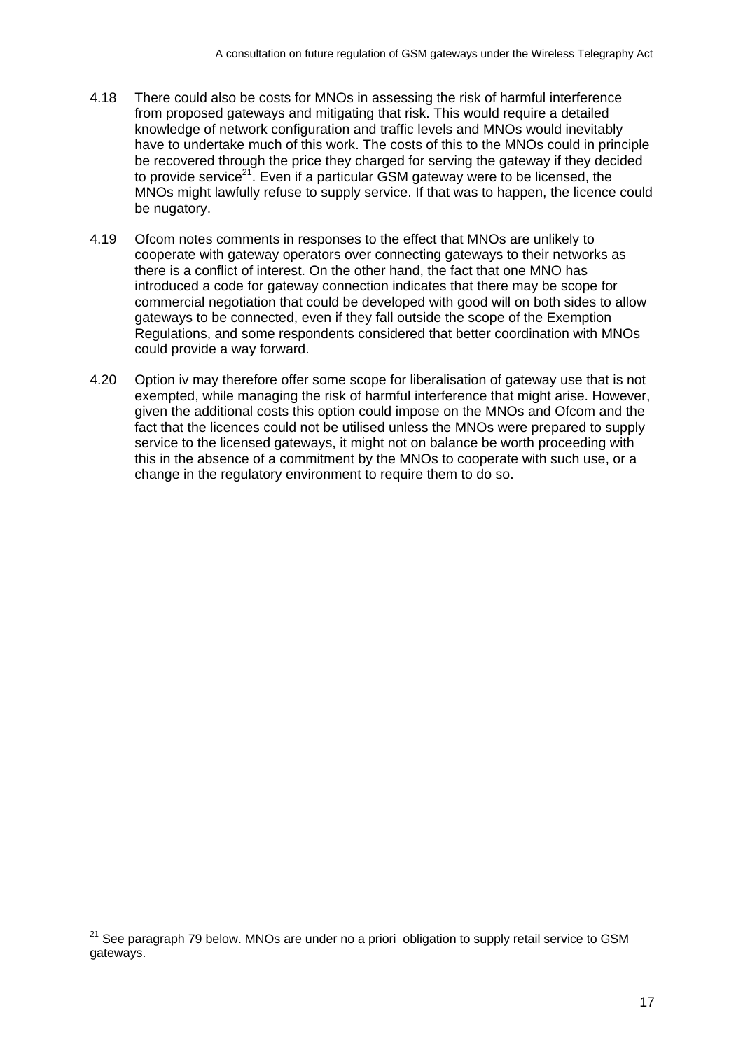4.18 There could also be costs for MNOs in assessing the risk of harmful interference from proposed gateways and mitigating that risk. This would require a detailed knowledge of network configuration and traffic levels and MNOs would inevitably have to undertake much of this work. The costs of this to the MNOs could in principle be recovered through the price they charged for serving the gateway if they decided to provide service[21]. Even if a particular GSM gateway were to be licensed, the MNOs might lawfully refuse to supply service. If that was to happen, the licence could be nugatory.

4.19 Ofcom notes comments in responses to the effect that MNOs are unlikely to cooperate with gateway operators over connecting gateways to their networks as there is a conflict of interest. On the other hand, the fact that one MNO has introduced a code for gateway connection indicates that there may be scope for commercial negotiation that could be developed with good will on both sides to allow gateways to be connected, even if they fall outside the scope of the Exemption Regulations, and some respondents considered that better coordination with MNOs could provide a way forward.

4.20 Option iv may therefore offer some scope for liberalisation of gateway use that is not exempted, while managing the risk of harmful interference that might arise. However, given the additional costs this option could impose on the MNOs and Ofcom and the fact that the licences could not be utilised unless the MNOs were prepared to supply service to the licensed gateways, it might not on balance be worth proceeding with this in the absence of a commitment by the MNOs to cooperate with such use, or a change in the regulatory environment to require them to do so.

[21] See paragraph 79 below. MNOs are under no a priori obligation to supply retail service to GSM gateways.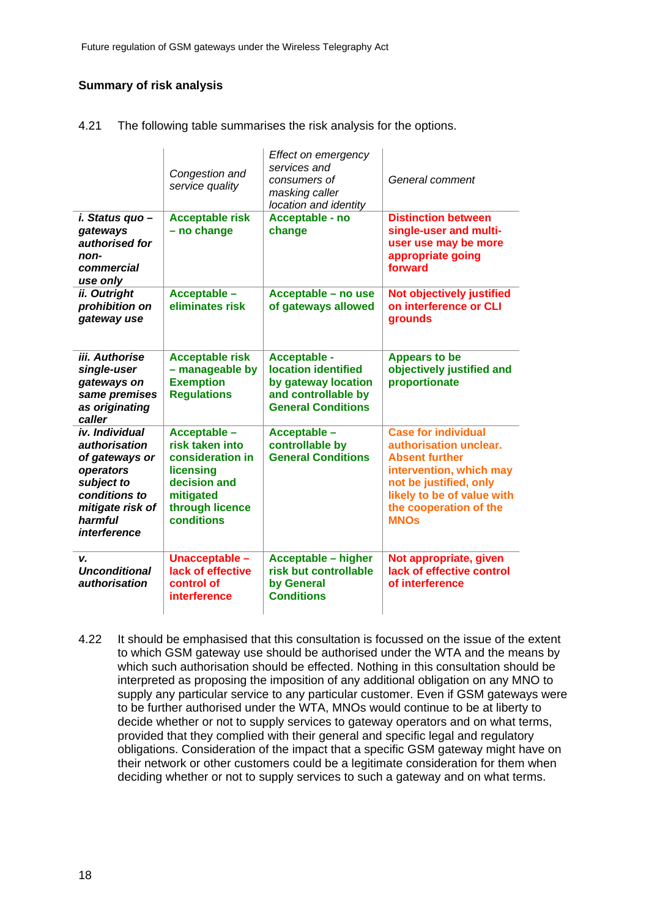### Summary of risk analysis

4.21 The following table summarises the risk analysis for the options.

| | *Congestion and service quality* | *Effect on emergency services and consumers of masking caller location and identity* | *General comment* |
|---|---|---|---|
| ***i. Status quo – gateways authorised for non-commercial use only*** | **Acceptable risk – no change** | **Acceptable - no change** | **Distinction between single-user and multi-user use may be more appropriate going forward** |
| ***ii. Outright prohibition on gateway use*** | **Acceptable – eliminates risk** | **Acceptable – no use of gateways allowed** | **Not objectively justified on interference or CLI grounds** |
| ***iii. Authorise single-user gateways on same premises as originating caller*** | **Acceptable risk – manageable by Exemption Regulations** | **Acceptable - location identified by gateway location and controllable by General Conditions** | **Appears to be objectively justified and proportionate** |
| ***iv. Individual authorisation of gateways or operators subject to conditions to mitigate risk of harmful interference*** | **Acceptable – risk taken into consideration in licensing decision and mitigated through licence conditions** | **Acceptable – controllable by General Conditions** | **Case for individual authorisation unclear. Absent further intervention, which may not be justified, only likely to be of value with the cooperation of the MNOs** |
| ***v. Unconditional authorisation*** | **Unacceptable – lack of effective control of interference** | **Acceptable – higher risk but controllable by General Conditions** | **Not appropriate, given lack of effective control of interference** |

4.22 It should be emphasised that this consultation is focussed on the issue of the extent to which GSM gateway use should be authorised under the WTA and the means by which such authorisation should be effected. Nothing in this consultation should be interpreted as proposing the imposition of any additional obligation on any MNO to supply any particular service to any particular customer. Even if GSM gateways were to be further authorised under the WTA, MNOs would continue to be at liberty to decide whether or not to supply services to gateway operators and on what terms, provided that they complied with their general and specific legal and regulatory obligations. Consideration of the impact that a specific GSM gateway might have on their network or other customers could be a legitimate consideration for them when deciding whether or not to supply services to such a gateway and on what terms.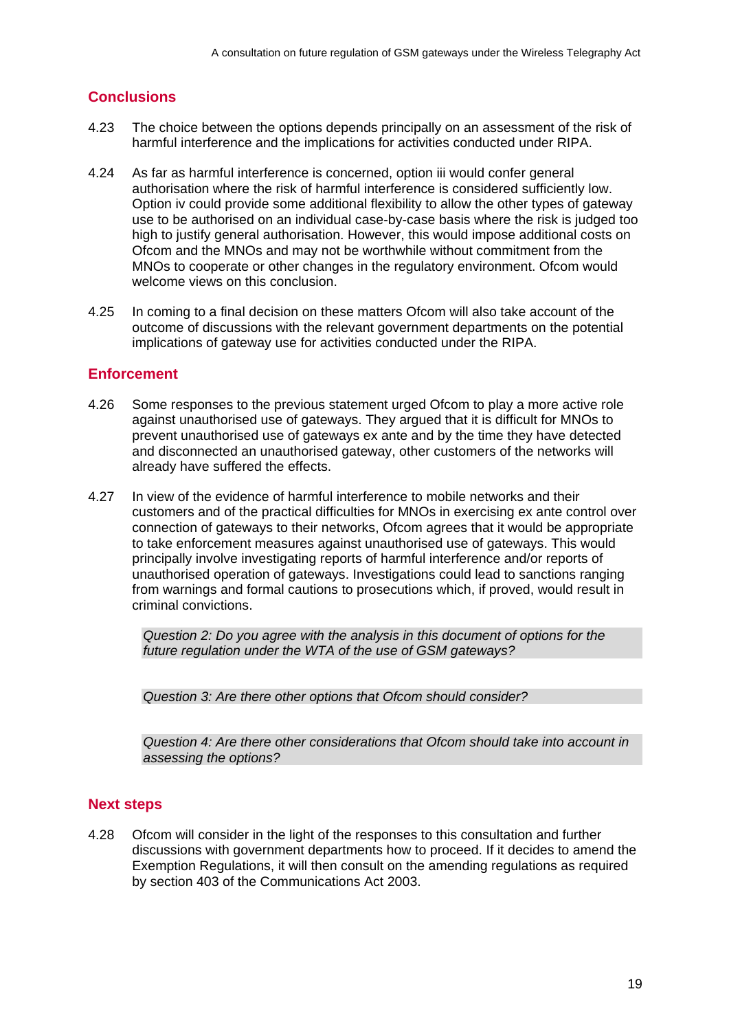## Conclusions

4.23 The choice between the options depends principally on an assessment of the risk of harmful interference and the implications for activities conducted under RIPA.

4.24 As far as harmful interference is concerned, option iii would confer general authorisation where the risk of harmful interference is considered sufficiently low. Option iv could provide some additional flexibility to allow the other types of gateway use to be authorised on an individual case-by-case basis where the risk is judged too high to justify general authorisation. However, this would impose additional costs on Ofcom and the MNOs and may not be worthwhile without commitment from the MNOs to cooperate or other changes in the regulatory environment. Ofcom would welcome views on this conclusion.

4.25 In coming to a final decision on these matters Ofcom will also take account of the outcome of discussions with the relevant government departments on the potential implications of gateway use for activities conducted under the RIPA.

## Enforcement

4.26 Some responses to the previous statement urged Ofcom to play a more active role against unauthorised use of gateways. They argued that it is difficult for MNOs to prevent unauthorised use of gateways ex ante and by the time they have detected and disconnected an unauthorised gateway, other customers of the networks will already have suffered the effects.

4.27 In view of the evidence of harmful interference to mobile networks and their customers and of the practical difficulties for MNOs in exercising ex ante control over connection of gateways to their networks, Ofcom agrees that it would be appropriate to take enforcement measures against unauthorised use of gateways. This would principally involve investigating reports of harmful interference and/or reports of unauthorised operation of gateways. Investigations could lead to sanctions ranging from warnings and formal cautions to prosecutions which, if proved, would result in criminal convictions.

> *Question 2: Do you agree with the analysis in this document of options for the future regulation under the WTA of the use of GSM gateways?*

> *Question 3: Are there other options that Ofcom should consider?*

> *Question 4: Are there other considerations that Ofcom should take into account in assessing the options?*

## Next steps

4.28 Ofcom will consider in the light of the responses to this consultation and further discussions with government departments how to proceed. If it decides to amend the Exemption Regulations, it will then consult on the amending regulations as required by section 403 of the Communications Act 2003.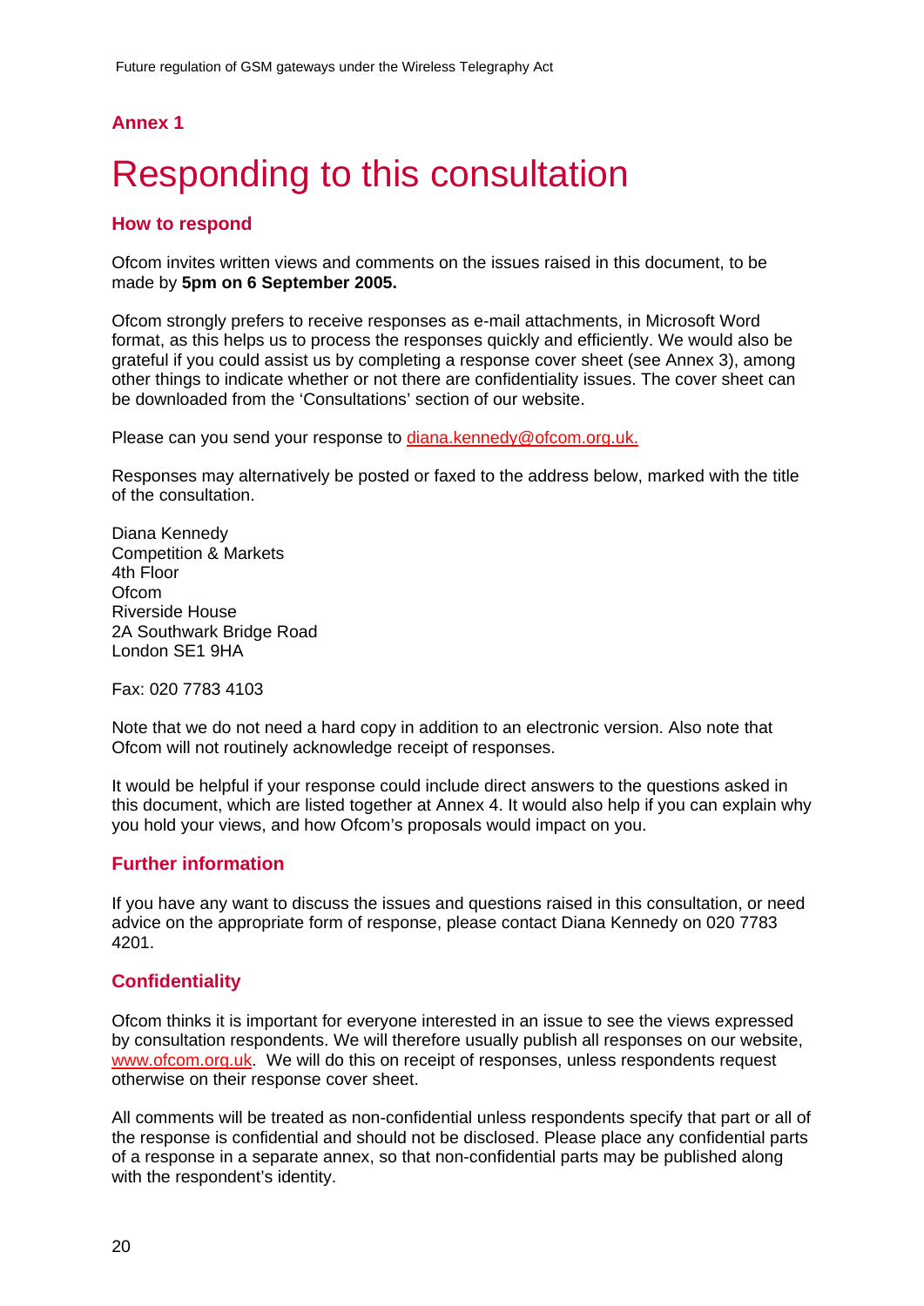## Annex 1

# Responding to this consultation

### How to respond

Ofcom invites written views and comments on the issues raised in this document, to be made by **5pm on 6 September 2005.**

Ofcom strongly prefers to receive responses as e-mail attachments, in Microsoft Word format, as this helps us to process the responses quickly and efficiently. We would also be grateful if you could assist us by completing a response cover sheet (see Annex 3), among other things to indicate whether or not there are confidentiality issues. The cover sheet can be downloaded from the 'Consultations' section of our website.

Please can you send your response to diana.kennedy@ofcom.org.uk.

Responses may alternatively be posted or faxed to the address below, marked with the title of the consultation.

Diana Kennedy
Competition & Markets
4th Floor
Ofcom
Riverside House
2A Southwark Bridge Road
London SE1 9HA

Fax: 020 7783 4103

Note that we do not need a hard copy in addition to an electronic version. Also note that Ofcom will not routinely acknowledge receipt of responses.

It would be helpful if your response could include direct answers to the questions asked in this document, which are listed together at Annex 4. It would also help if you can explain why you hold your views, and how Ofcom's proposals would impact on you.

### Further information

If you have any want to discuss the issues and questions raised in this consultation, or need advice on the appropriate form of response, please contact Diana Kennedy on 020 7783 4201.

### Confidentiality

Ofcom thinks it is important for everyone interested in an issue to see the views expressed by consultation respondents. We will therefore usually publish all responses on our website, www.ofcom.org.uk. We will do this on receipt of responses, unless respondents request otherwise on their response cover sheet.

All comments will be treated as non-confidential unless respondents specify that part or all of the response is confidential and should not be disclosed. Please place any confidential parts of a response in a separate annex, so that non-confidential parts may be published along with the respondent's identity.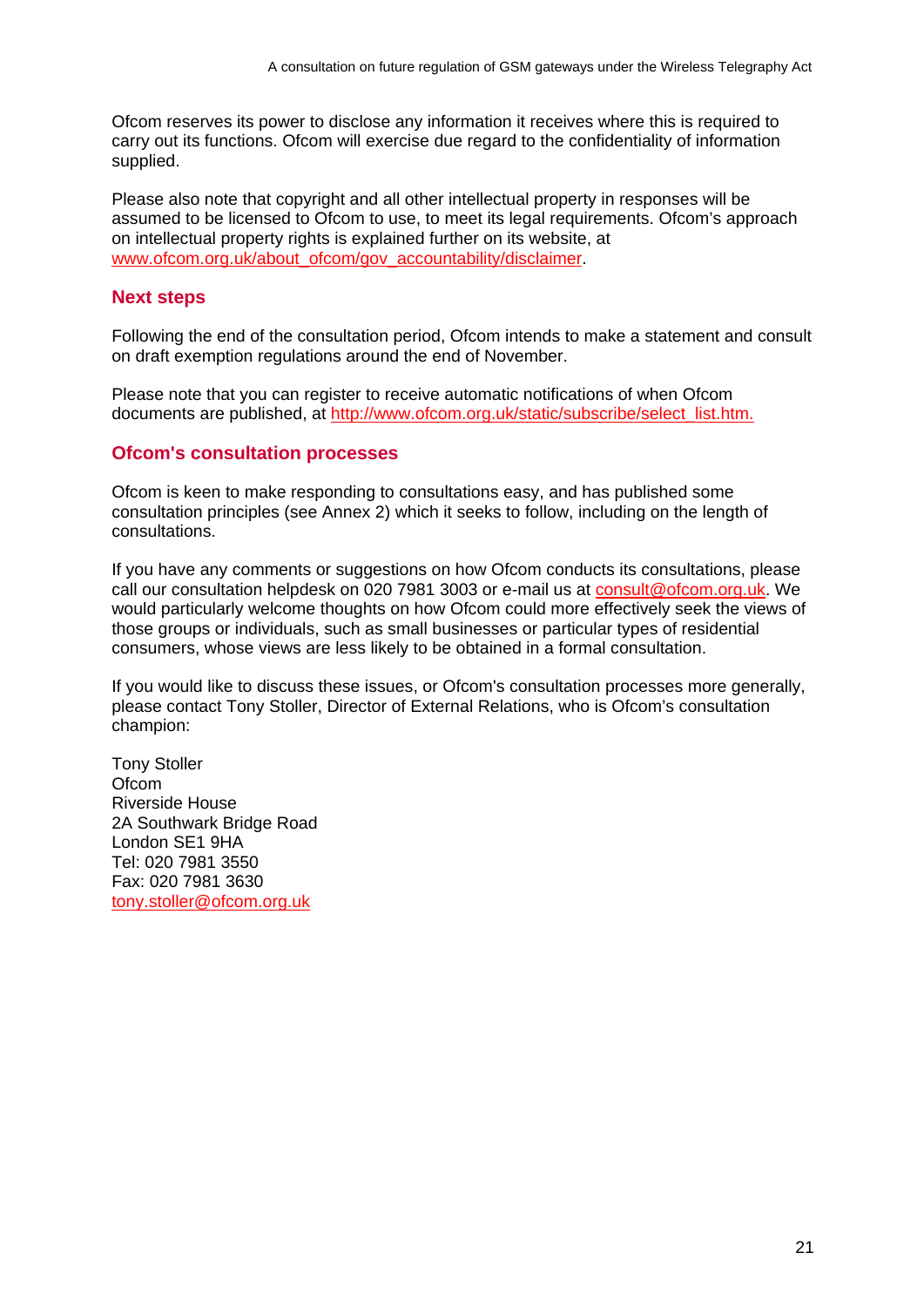Ofcom reserves its power to disclose any information it receives where this is required to carry out its functions. Ofcom will exercise due regard to the confidentiality of information supplied.

Please also note that copyright and all other intellectual property in responses will be assumed to be licensed to Ofcom to use, to meet its legal requirements. Ofcom's approach on intellectual property rights is explained further on its website, at www.ofcom.org.uk/about_ofcom/gov_accountability/disclaimer.

## Next steps

Following the end of the consultation period, Ofcom intends to make a statement and consult on draft exemption regulations around the end of November.

Please note that you can register to receive automatic notifications of when Ofcom documents are published, at http://www.ofcom.org.uk/static/subscribe/select_list.htm.

## Ofcom's consultation processes

Ofcom is keen to make responding to consultations easy, and has published some consultation principles (see Annex 2) which it seeks to follow, including on the length of consultations.

If you have any comments or suggestions on how Ofcom conducts its consultations, please call our consultation helpdesk on 020 7981 3003 or e-mail us at consult@ofcom.org.uk. We would particularly welcome thoughts on how Ofcom could more effectively seek the views of those groups or individuals, such as small businesses or particular types of residential consumers, whose views are less likely to be obtained in a formal consultation.

If you would like to discuss these issues, or Ofcom's consultation processes more generally, please contact Tony Stoller, Director of External Relations, who is Ofcom's consultation champion:

Tony Stoller
Ofcom
Riverside House
2A Southwark Bridge Road
London SE1 9HA
Tel: 020 7981 3550
Fax: 020 7981 3630
tony.stoller@ofcom.org.uk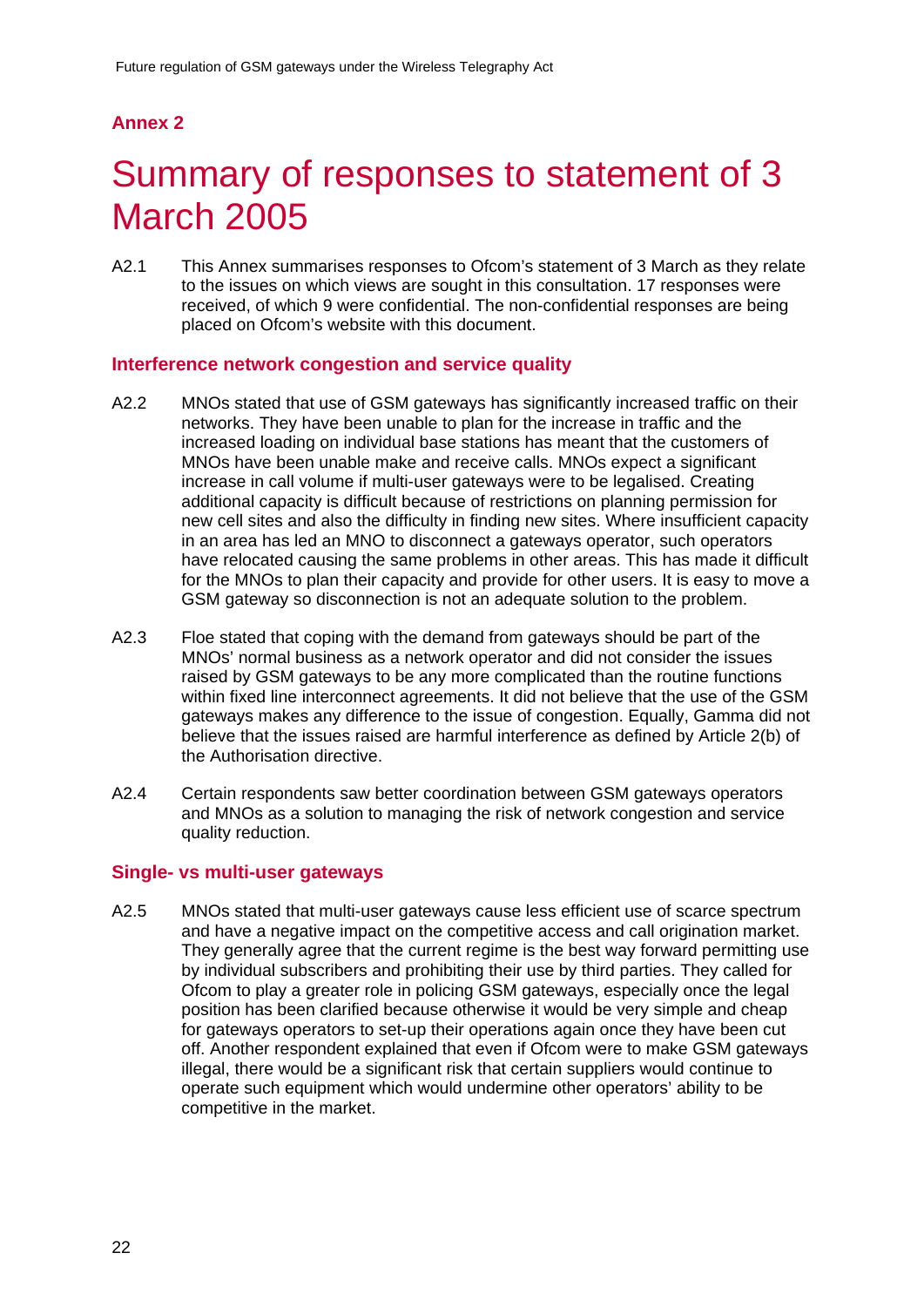## Annex 2

# Summary of responses to statement of 3 March 2005

A2.1 This Annex summarises responses to Ofcom's statement of 3 March as they relate to the issues on which views are sought in this consultation. 17 responses were received, of which 9 were confidential. The non-confidential responses are being placed on Ofcom's website with this document.

### Interference network congestion and service quality

A2.2 MNOs stated that use of GSM gateways has significantly increased traffic on their networks. They have been unable to plan for the increase in traffic and the increased loading on individual base stations has meant that the customers of MNOs have been unable make and receive calls. MNOs expect a significant increase in call volume if multi-user gateways were to be legalised. Creating additional capacity is difficult because of restrictions on planning permission for new cell sites and also the difficulty in finding new sites. Where insufficient capacity in an area has led an MNO to disconnect a gateways operator, such operators have relocated causing the same problems in other areas. This has made it difficult for the MNOs to plan their capacity and provide for other users. It is easy to move a GSM gateway so disconnection is not an adequate solution to the problem.

A2.3 Floe stated that coping with the demand from gateways should be part of the MNOs' normal business as a network operator and did not consider the issues raised by GSM gateways to be any more complicated than the routine functions within fixed line interconnect agreements. It did not believe that the use of the GSM gateways makes any difference to the issue of congestion. Equally, Gamma did not believe that the issues raised are harmful interference as defined by Article 2(b) of the Authorisation directive.

A2.4 Certain respondents saw better coordination between GSM gateways operators and MNOs as a solution to managing the risk of network congestion and service quality reduction.

### Single- vs multi-user gateways

A2.5 MNOs stated that multi-user gateways cause less efficient use of scarce spectrum and have a negative impact on the competitive access and call origination market. They generally agree that the current regime is the best way forward permitting use by individual subscribers and prohibiting their use by third parties. They called for Ofcom to play a greater role in policing GSM gateways, especially once the legal position has been clarified because otherwise it would be very simple and cheap for gateways operators to set-up their operations again once they have been cut off. Another respondent explained that even if Ofcom were to make GSM gateways illegal, there would be a significant risk that certain suppliers would continue to operate such equipment which would undermine other operators' ability to be competitive in the market.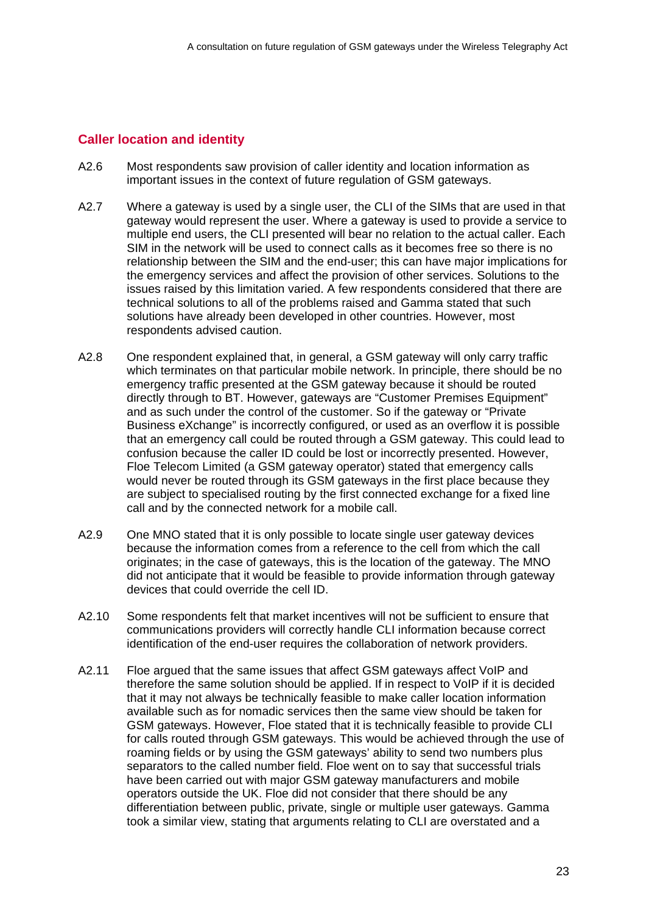## Caller location and identity

A2.6 Most respondents saw provision of caller identity and location information as important issues in the context of future regulation of GSM gateways.

A2.7 Where a gateway is used by a single user, the CLI of the SIMs that are used in that gateway would represent the user. Where a gateway is used to provide a service to multiple end users, the CLI presented will bear no relation to the actual caller. Each SIM in the network will be used to connect calls as it becomes free so there is no relationship between the SIM and the end-user; this can have major implications for the emergency services and affect the provision of other services. Solutions to the issues raised by this limitation varied. A few respondents considered that there are technical solutions to all of the problems raised and Gamma stated that such solutions have already been developed in other countries. However, most respondents advised caution.

A2.8 One respondent explained that, in general, a GSM gateway will only carry traffic which terminates on that particular mobile network. In principle, there should be no emergency traffic presented at the GSM gateway because it should be routed directly through to BT. However, gateways are "Customer Premises Equipment" and as such under the control of the customer. So if the gateway or "Private Business eXchange" is incorrectly configured, or used as an overflow it is possible that an emergency call could be routed through a GSM gateway. This could lead to confusion because the caller ID could be lost or incorrectly presented. However, Floe Telecom Limited (a GSM gateway operator) stated that emergency calls would never be routed through its GSM gateways in the first place because they are subject to specialised routing by the first connected exchange for a fixed line call and by the connected network for a mobile call.

A2.9 One MNO stated that it is only possible to locate single user gateway devices because the information comes from a reference to the cell from which the call originates; in the case of gateways, this is the location of the gateway. The MNO did not anticipate that it would be feasible to provide information through gateway devices that could override the cell ID.

A2.10 Some respondents felt that market incentives will not be sufficient to ensure that communications providers will correctly handle CLI information because correct identification of the end-user requires the collaboration of network providers.

A2.11 Floe argued that the same issues that affect GSM gateways affect VoIP and therefore the same solution should be applied. If in respect to VoIP if it is decided that it may not always be technically feasible to make caller location information available such as for nomadic services then the same view should be taken for GSM gateways. However, Floe stated that it is technically feasible to provide CLI for calls routed through GSM gateways. This would be achieved through the use of roaming fields or by using the GSM gateways' ability to send two numbers plus separators to the called number field. Floe went on to say that successful trials have been carried out with major GSM gateway manufacturers and mobile operators outside the UK. Floe did not consider that there should be any differentiation between public, private, single or multiple user gateways. Gamma took a similar view, stating that arguments relating to CLI are overstated and a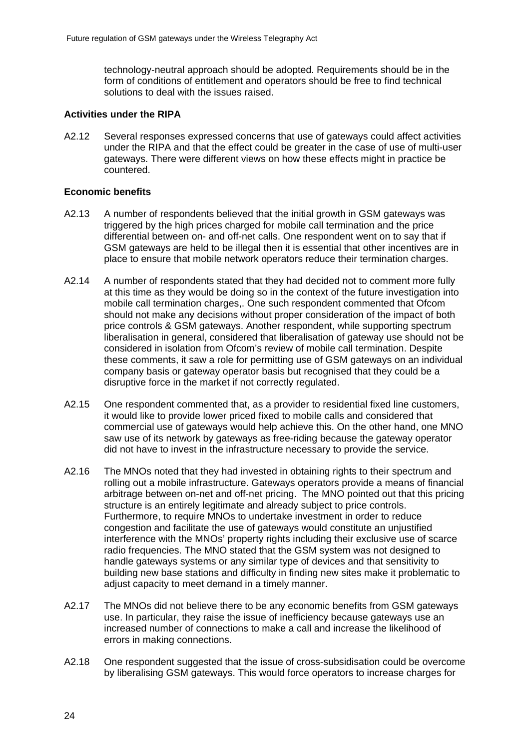technology-neutral approach should be adopted. Requirements should be in the form of conditions of entitlement and operators should be free to find technical solutions to deal with the issues raised.

**Activities under the RIPA**

A2.12 Several responses expressed concerns that use of gateways could affect activities under the RIPA and that the effect could be greater in the case of use of multi-user gateways. There were different views on how these effects might in practice be countered.

**Economic benefits**

A2.13 A number of respondents believed that the initial growth in GSM gateways was triggered by the high prices charged for mobile call termination and the price differential between on- and off-net calls. One respondent went on to say that if GSM gateways are held to be illegal then it is essential that other incentives are in place to ensure that mobile network operators reduce their termination charges.

A2.14 A number of respondents stated that they had decided not to comment more fully at this time as they would be doing so in the context of the future investigation into mobile call termination charges,. One such respondent commented that Ofcom should not make any decisions without proper consideration of the impact of both price controls & GSM gateways. Another respondent, while supporting spectrum liberalisation in general, considered that liberalisation of gateway use should not be considered in isolation from Ofcom's review of mobile call termination. Despite these comments, it saw a role for permitting use of GSM gateways on an individual company basis or gateway operator basis but recognised that they could be a disruptive force in the market if not correctly regulated.

A2.15 One respondent commented that, as a provider to residential fixed line customers, it would like to provide lower priced fixed to mobile calls and considered that commercial use of gateways would help achieve this. On the other hand, one MNO saw use of its network by gateways as free-riding because the gateway operator did not have to invest in the infrastructure necessary to provide the service.

A2.16 The MNOs noted that they had invested in obtaining rights to their spectrum and rolling out a mobile infrastructure. Gateways operators provide a means of financial arbitrage between on-net and off-net pricing. The MNO pointed out that this pricing structure is an entirely legitimate and already subject to price controls. Furthermore, to require MNOs to undertake investment in order to reduce congestion and facilitate the use of gateways would constitute an unjustified interference with the MNOs' property rights including their exclusive use of scarce radio frequencies. The MNO stated that the GSM system was not designed to handle gateways systems or any similar type of devices and that sensitivity to building new base stations and difficulty in finding new sites make it problematic to adjust capacity to meet demand in a timely manner.

A2.17 The MNOs did not believe there to be any economic benefits from GSM gateways use. In particular, they raise the issue of inefficiency because gateways use an increased number of connections to make a call and increase the likelihood of errors in making connections.

A2.18 One respondent suggested that the issue of cross-subsidisation could be overcome by liberalising GSM gateways. This would force operators to increase charges for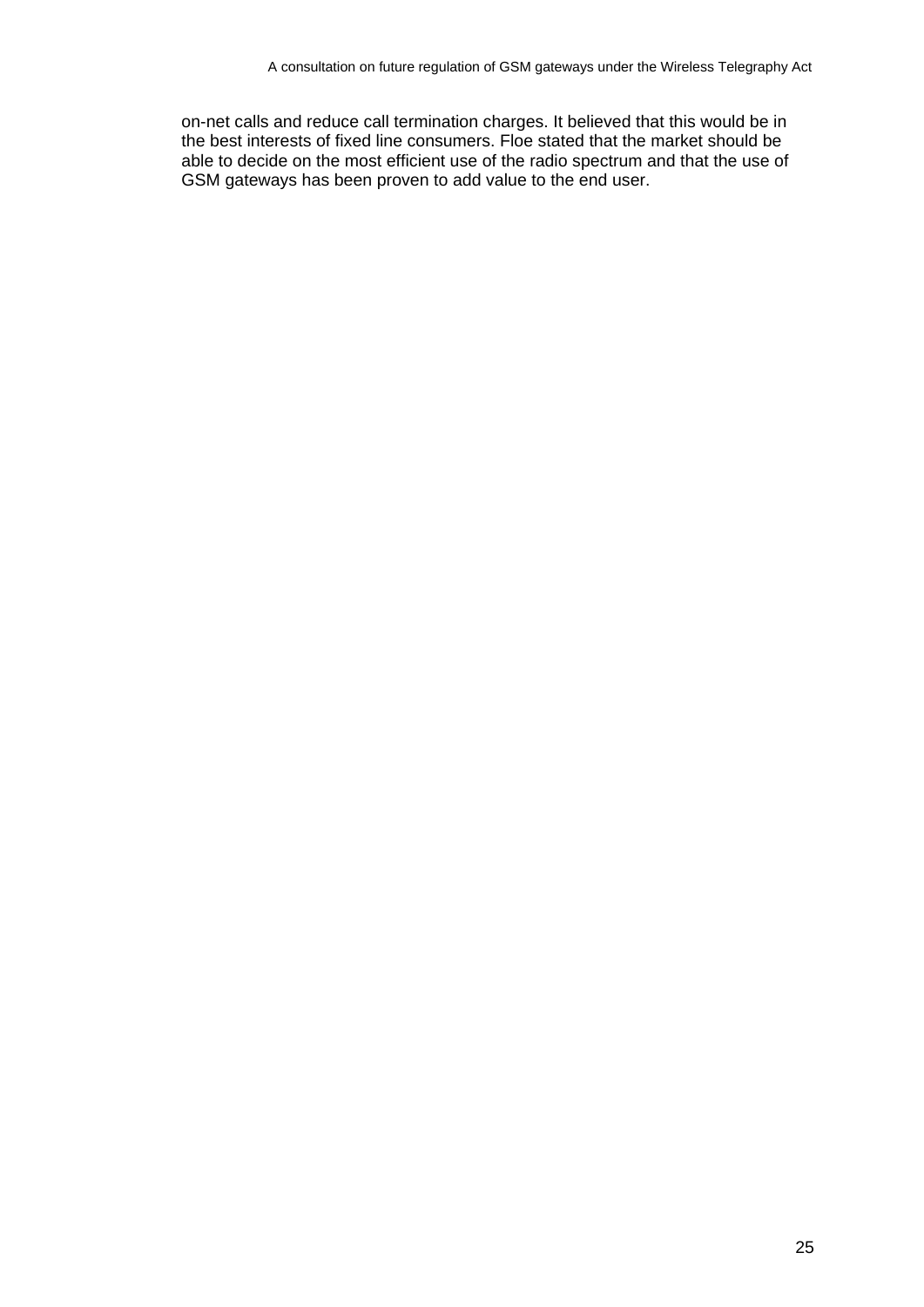on-net calls and reduce call termination charges. It believed that this would be in the best interests of fixed line consumers. Floe stated that the market should be able to decide on the most efficient use of the radio spectrum and that the use of GSM gateways has been proven to add value to the end user.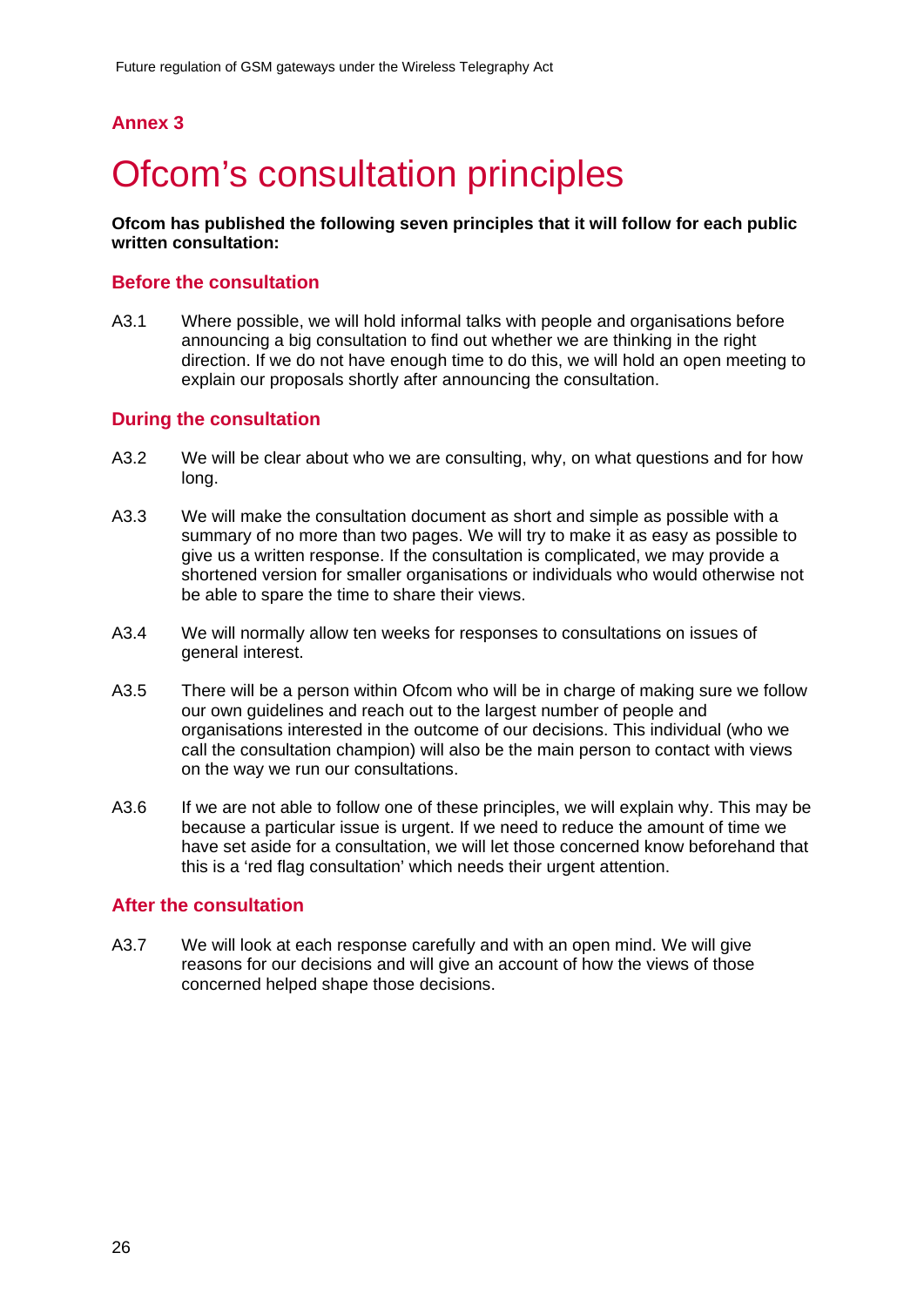## Annex 3

# Ofcom's consultation principles

**Ofcom has published the following seven principles that it will follow for each public written consultation:**

### Before the consultation

A3.1 Where possible, we will hold informal talks with people and organisations before announcing a big consultation to find out whether we are thinking in the right direction. If we do not have enough time to do this, we will hold an open meeting to explain our proposals shortly after announcing the consultation.

### During the consultation

A3.2 We will be clear about who we are consulting, why, on what questions and for how long.

A3.3 We will make the consultation document as short and simple as possible with a summary of no more than two pages. We will try to make it as easy as possible to give us a written response. If the consultation is complicated, we may provide a shortened version for smaller organisations or individuals who would otherwise not be able to spare the time to share their views.

A3.4 We will normally allow ten weeks for responses to consultations on issues of general interest.

A3.5 There will be a person within Ofcom who will be in charge of making sure we follow our own guidelines and reach out to the largest number of people and organisations interested in the outcome of our decisions. This individual (who we call the consultation champion) will also be the main person to contact with views on the way we run our consultations.

A3.6 If we are not able to follow one of these principles, we will explain why. This may be because a particular issue is urgent. If we need to reduce the amount of time we have set aside for a consultation, we will let those concerned know beforehand that this is a 'red flag consultation' which needs their urgent attention.

### After the consultation

A3.7 We will look at each response carefully and with an open mind. We will give reasons for our decisions and will give an account of how the views of those concerned helped shape those decisions.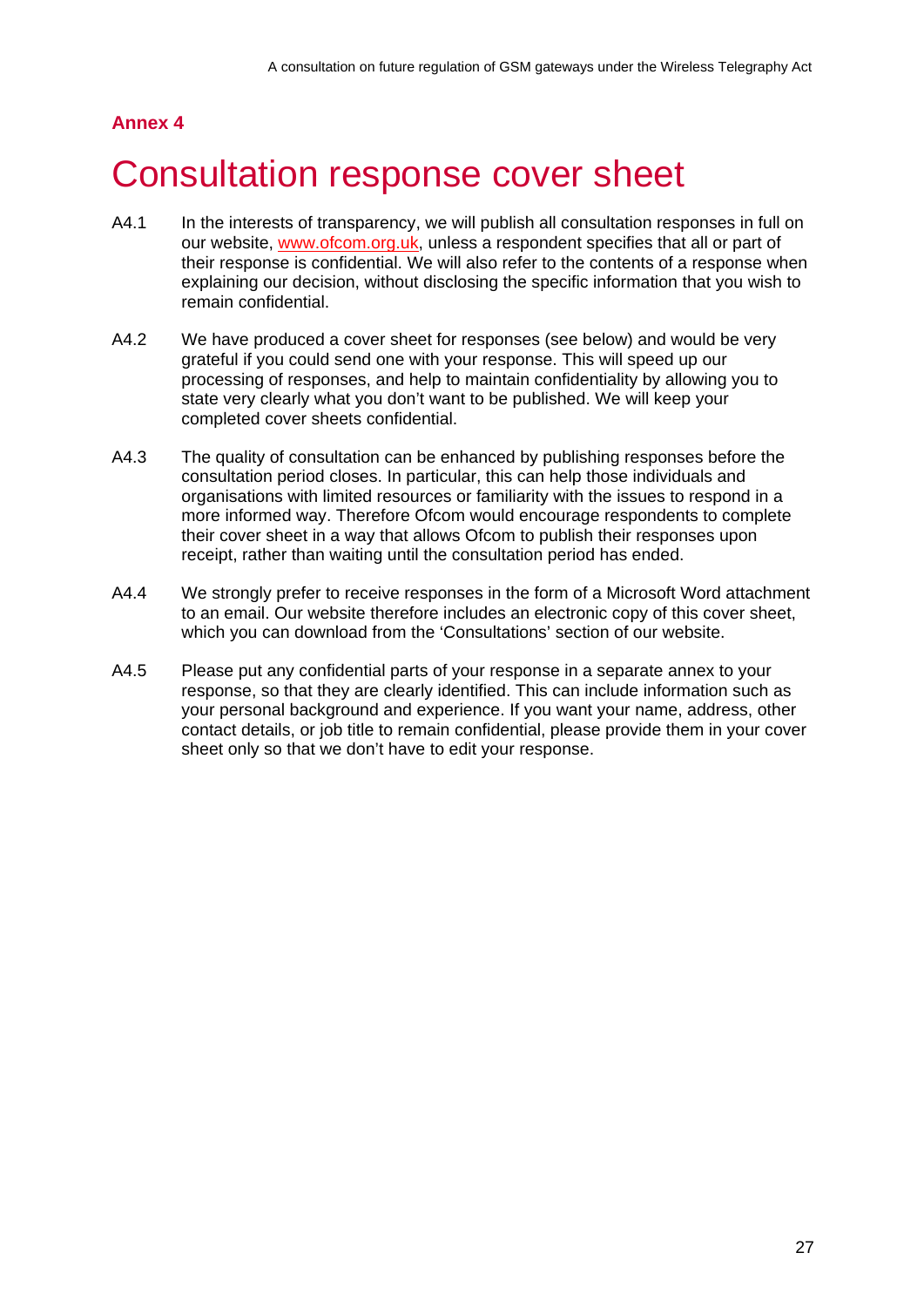**Annex 4**

# Consultation response cover sheet

A4.1 In the interests of transparency, we will publish all consultation responses in full on our website, www.ofcom.org.uk, unless a respondent specifies that all or part of their response is confidential. We will also refer to the contents of a response when explaining our decision, without disclosing the specific information that you wish to remain confidential.

A4.2 We have produced a cover sheet for responses (see below) and would be very grateful if you could send one with your response. This will speed up our processing of responses, and help to maintain confidentiality by allowing you to state very clearly what you don't want to be published. We will keep your completed cover sheets confidential.

A4.3 The quality of consultation can be enhanced by publishing responses before the consultation period closes. In particular, this can help those individuals and organisations with limited resources or familiarity with the issues to respond in a more informed way. Therefore Ofcom would encourage respondents to complete their cover sheet in a way that allows Ofcom to publish their responses upon receipt, rather than waiting until the consultation period has ended.

A4.4 We strongly prefer to receive responses in the form of a Microsoft Word attachment to an email. Our website therefore includes an electronic copy of this cover sheet, which you can download from the 'Consultations' section of our website.

A4.5 Please put any confidential parts of your response in a separate annex to your response, so that they are clearly identified. This can include information such as your personal background and experience. If you want your name, address, other contact details, or job title to remain confidential, please provide them in your cover sheet only so that we don't have to edit your response.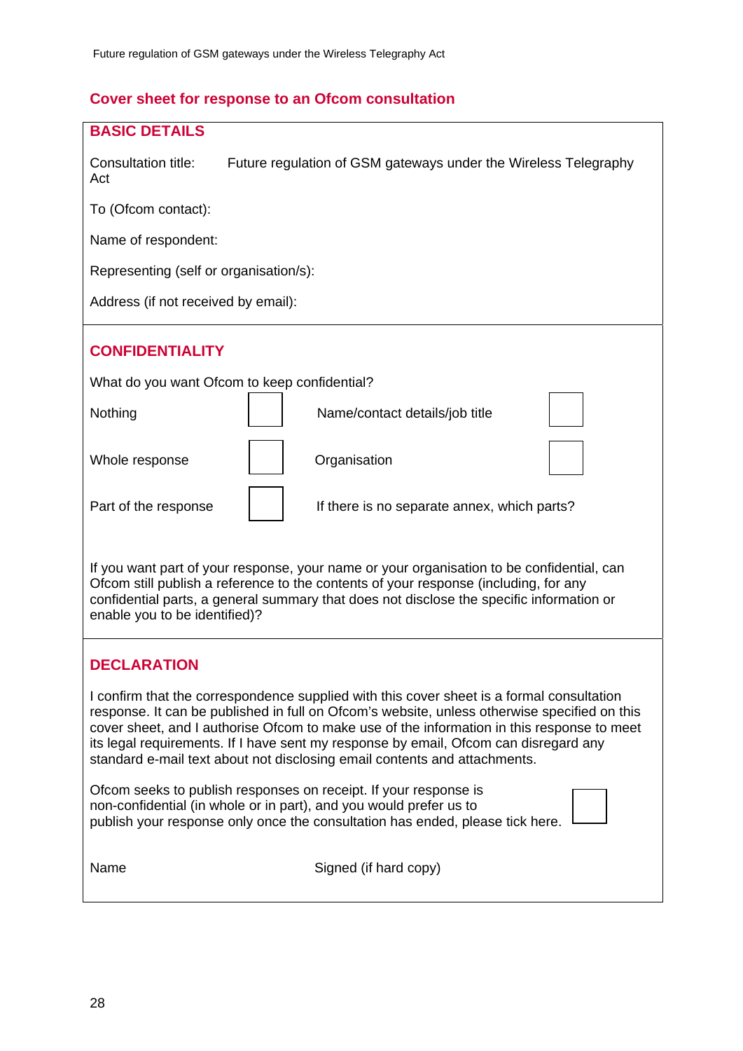## Cover sheet for response to an Ofcom consultation

### BASIC DETAILS

Consultation title: Future regulation of GSM gateways under the Wireless Telegraphy Act

To (Ofcom contact):

Name of respondent:

Representing (self or organisation/s):

Address (if not received by email):

### CONFIDENTIALITY

What do you want Ofcom to keep confidential?

| | | | |
|---|---|---|---|
| Nothing | ☐ | Name/contact details/job title | ☐ |
| Whole response | ☐ | Organisation | ☐ |
| Part of the response | ☐ | If there is no separate annex, which parts? | |

If you want part of your response, your name or your organisation to be confidential, can Ofcom still publish a reference to the contents of your response (including, for any confidential parts, a general summary that does not disclose the specific information or enable you to be identified)?

### DECLARATION

I confirm that the correspondence supplied with this cover sheet is a formal consultation response. It can be published in full on Ofcom's website, unless otherwise specified on this cover sheet, and I authorise Ofcom to make use of the information in this response to meet its legal requirements. If I have sent my response by email, Ofcom can disregard any standard e-mail text about not disclosing email contents and attachments.

Ofcom seeks to publish responses on receipt. If your response is non-confidential (in whole or in part), and you would prefer us to publish your response only once the consultation has ended, please tick here. ☐

Name Signed (if hard copy)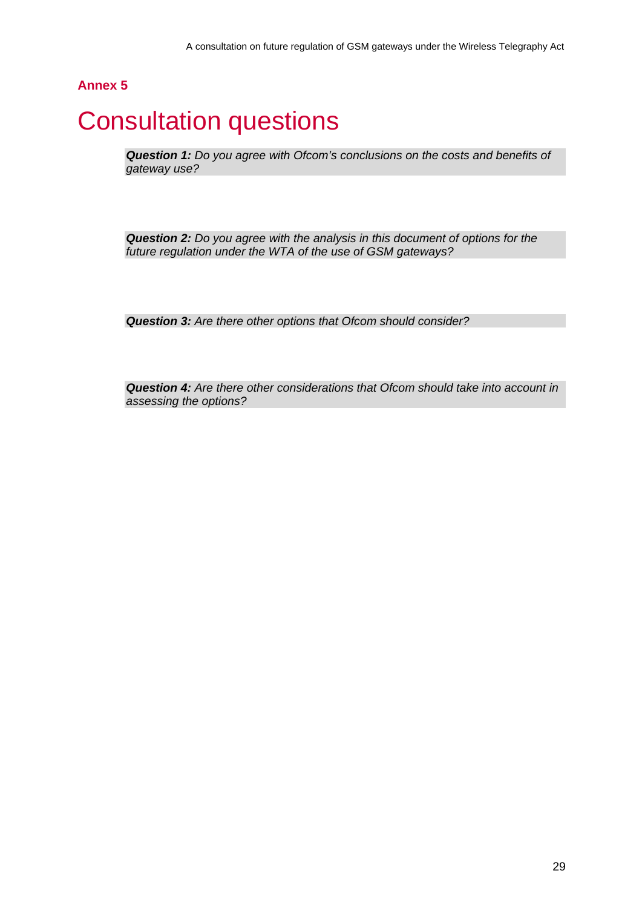## Annex 5

# Consultation questions

***Question 1:*** *Do you agree with Ofcom's conclusions on the costs and benefits of gateway use?*

***Question 2:*** *Do you agree with the analysis in this document of options for the future regulation under the WTA of the use of GSM gateways?*

***Question 3:*** *Are there other options that Ofcom should consider?*

***Question 4:*** *Are there other considerations that Ofcom should take into account in assessing the options?*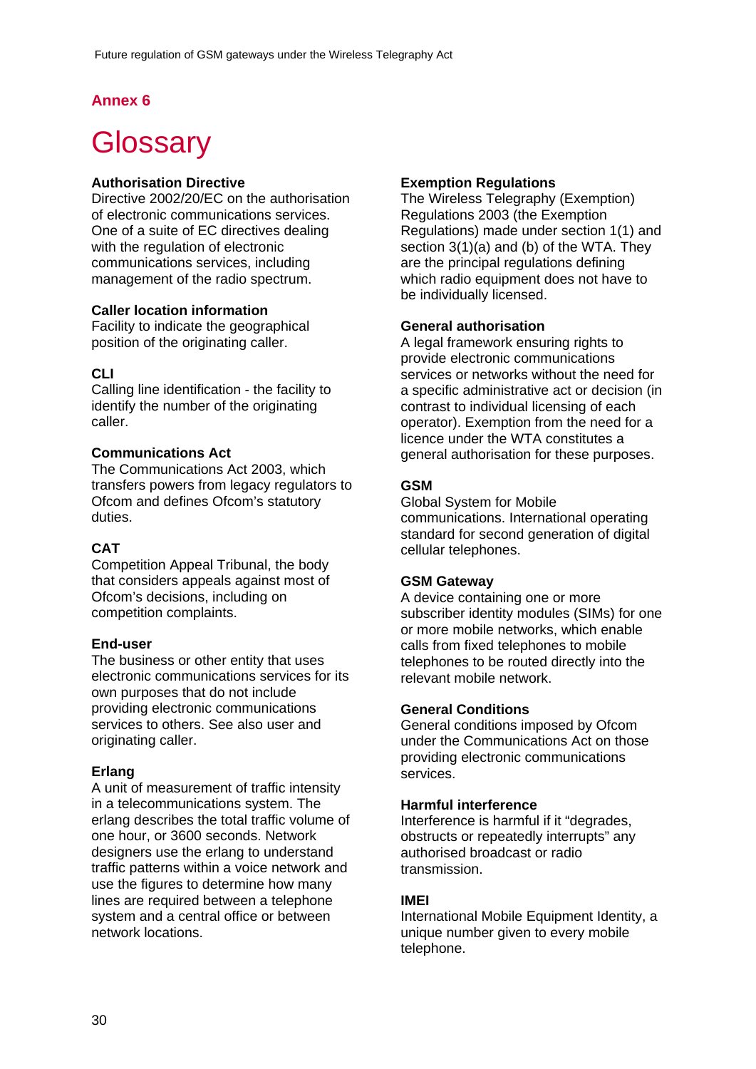## Annex 6

# Glossary

**Authorisation Directive**
Directive 2002/20/EC on the authorisation of electronic communications services. One of a suite of EC directives dealing with the regulation of electronic communications services, including management of the radio spectrum.

**Caller location information**
Facility to indicate the geographical position of the originating caller.

**CLI**
Calling line identification - the facility to identify the number of the originating caller.

**Communications Act**
The Communications Act 2003, which transfers powers from legacy regulators to Ofcom and defines Ofcom's statutory duties.

**CAT**
Competition Appeal Tribunal, the body that considers appeals against most of Ofcom's decisions, including on competition complaints.

**End-user**
The business or other entity that uses electronic communications services for its own purposes that do not include providing electronic communications services to others. See also user and originating caller.

**Erlang**
A unit of measurement of traffic intensity in a telecommunications system. The erlang describes the total traffic volume of one hour, or 3600 seconds. Network designers use the erlang to understand traffic patterns within a voice network and use the figures to determine how many lines are required between a telephone system and a central office or between network locations.

**Exemption Regulations**
The Wireless Telegraphy (Exemption) Regulations 2003 (the Exemption Regulations) made under section 1(1) and section 3(1)(a) and (b) of the WTA. They are the principal regulations defining which radio equipment does not have to be individually licensed.

**General authorisation**
A legal framework ensuring rights to provide electronic communications services or networks without the need for a specific administrative act or decision (in contrast to individual licensing of each operator). Exemption from the need for a licence under the WTA constitutes a general authorisation for these purposes.

**GSM**
Global System for Mobile communications. International operating standard for second generation of digital cellular telephones.

**GSM Gateway**
A device containing one or more subscriber identity modules (SIMs) for one or more mobile networks, which enable calls from fixed telephones to mobile telephones to be routed directly into the relevant mobile network.

**General Conditions**
General conditions imposed by Ofcom under the Communications Act on those providing electronic communications services.

**Harmful interference**
Interference is harmful if it "degrades, obstructs or repeatedly interrupts" any authorised broadcast or radio transmission.

**IMEI**
International Mobile Equipment Identity, a unique number given to every mobile telephone.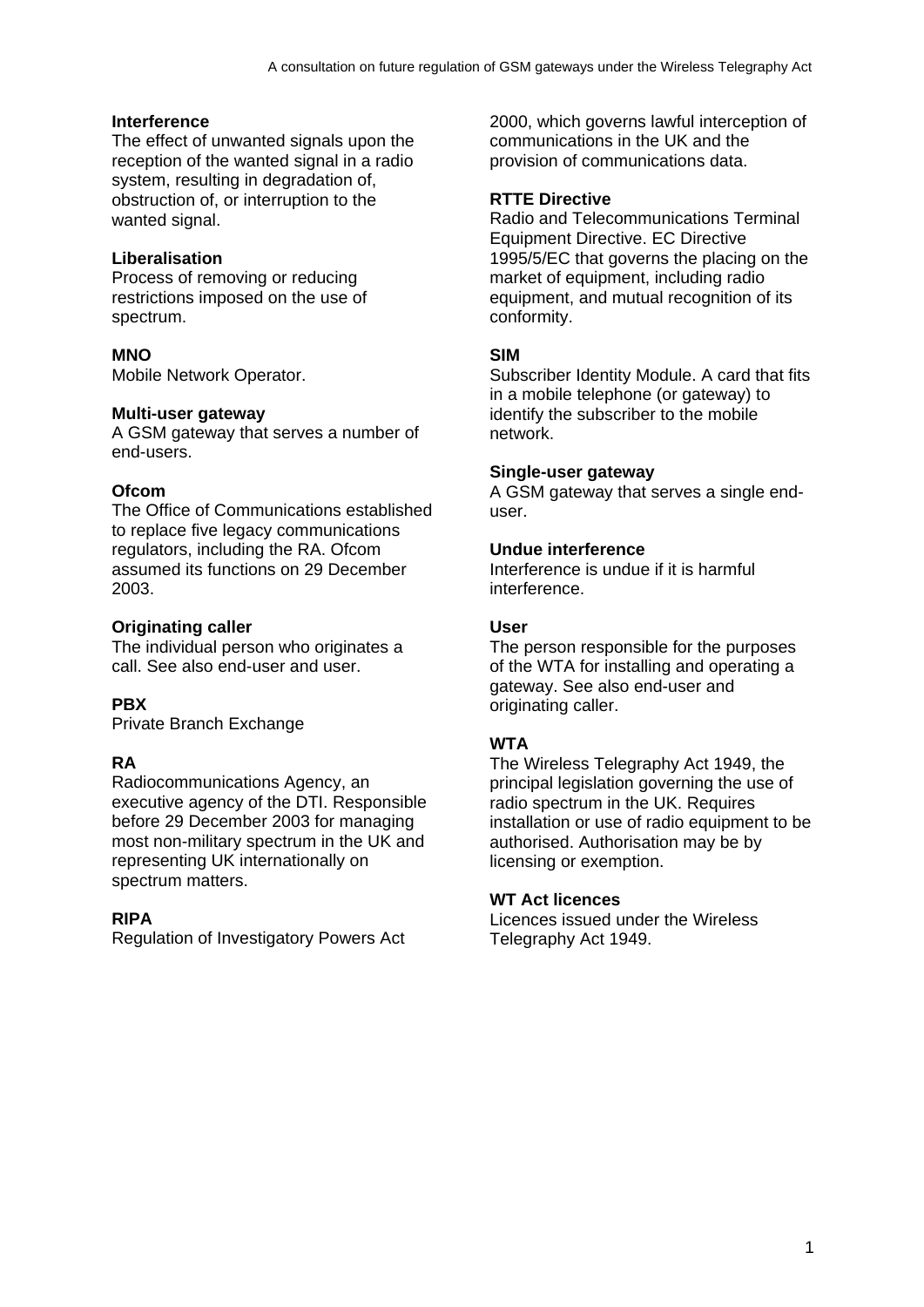**Interference**
The effect of unwanted signals upon the reception of the wanted signal in a radio system, resulting in degradation of, obstruction of, or interruption to the wanted signal.

**Liberalisation**
Process of removing or reducing restrictions imposed on the use of spectrum.

**MNO**
Mobile Network Operator.

**Multi-user gateway**
A GSM gateway that serves a number of end-users.

**Ofcom**
The Office of Communications established to replace five legacy communications regulators, including the RA. Ofcom assumed its functions on 29 December 2003.

**Originating caller**
The individual person who originates a call. See also end-user and user.

**PBX**
Private Branch Exchange

**RA**
Radiocommunications Agency, an executive agency of the DTI. Responsible before 29 December 2003 for managing most non-military spectrum in the UK and representing UK internationally on spectrum matters.

**RIPA**
Regulation of Investigatory Powers Act 2000, which governs lawful interception of communications in the UK and the provision of communications data.

**RTTE Directive**
Radio and Telecommunications Terminal Equipment Directive. EC Directive 1995/5/EC that governs the placing on the market of equipment, including radio equipment, and mutual recognition of its conformity.

**SIM**
Subscriber Identity Module. A card that fits in a mobile telephone (or gateway) to identify the subscriber to the mobile network.

**Single-user gateway**
A GSM gateway that serves a single end-user.

**Undue interference**
Interference is undue if it is harmful interference.

**User**
The person responsible for the purposes of the WTA for installing and operating a gateway. See also end-user and originating caller.

**WTA**
The Wireless Telegraphy Act 1949, the principal legislation governing the use of radio spectrum in the UK. Requires installation or use of radio equipment to be authorised. Authorisation may be by licensing or exemption.

**WT Act licences**
Licences issued under the Wireless Telegraphy Act 1949.